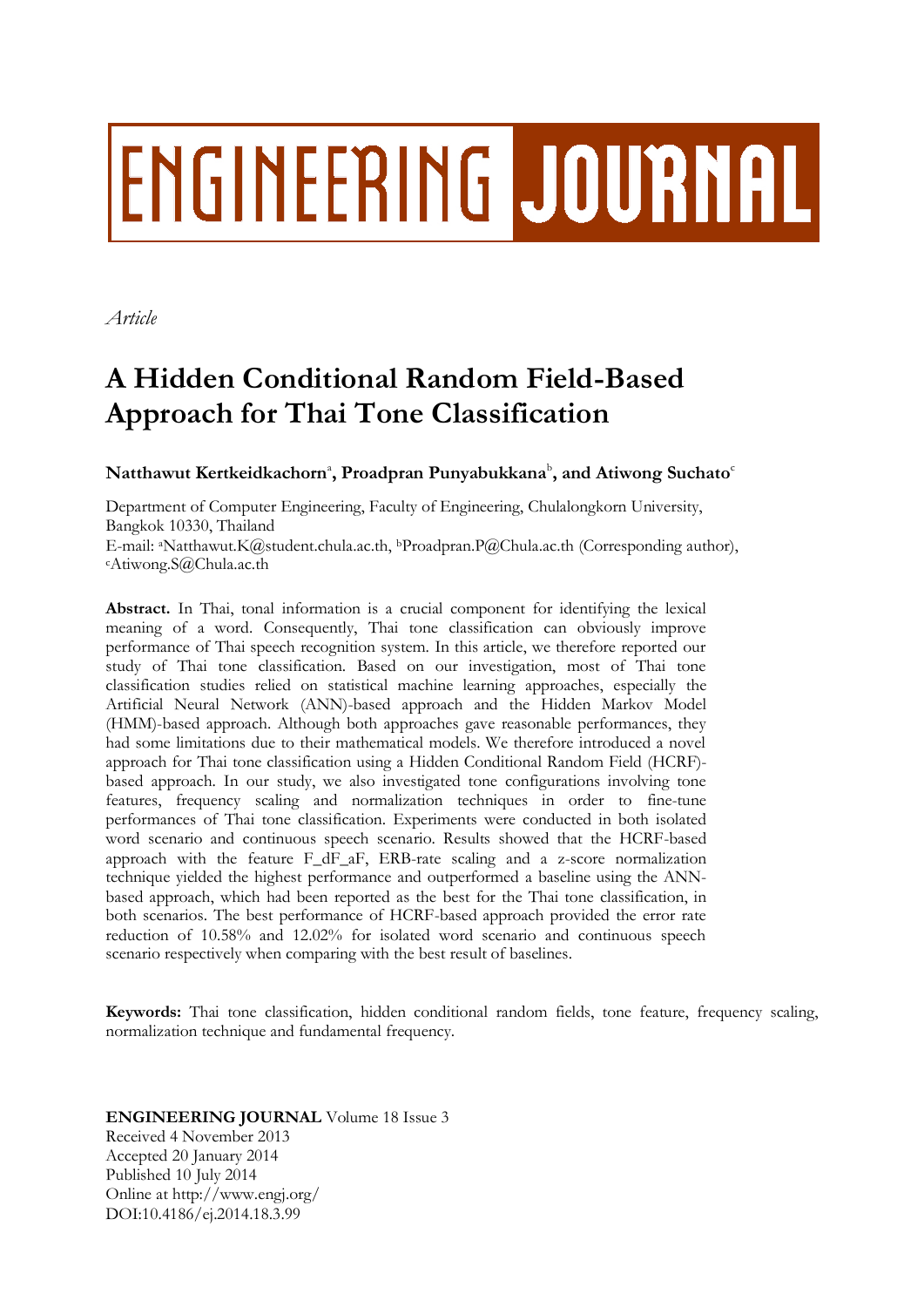# ENGINEERING JOURNAL

*Article*

# A Hidden Conditional Random Field-Based Approach for Thai Tone Classification

**Natthawut Kertkeidkachorn[a], Proadpran Punyabukkana[b], and Atiwong Suchato[c]**

Department of Computer Engineering, Faculty of Engineering, Chulalongkorn University, Bangkok 10330, Thailand
E-mail: [a]Natthawut.K@student.chula.ac.th, [b]Proadpran.P@Chula.ac.th (Corresponding author), [c]Atiwong.S@Chula.ac.th

**Abstract.** In Thai, tonal information is a crucial component for identifying the lexical meaning of a word. Consequently, Thai tone classification can obviously improve performance of Thai speech recognition system. In this article, we therefore reported our study of Thai tone classification. Based on our investigation, most of Thai tone classification studies relied on statistical machine learning approaches, especially the Artificial Neural Network (ANN)-based approach and the Hidden Markov Model (HMM)-based approach. Although both approaches gave reasonable performances, they had some limitations due to their mathematical models. We therefore introduced a novel approach for Thai tone classification using a Hidden Conditional Random Field (HCRF)-based approach. In our study, we also investigated tone configurations involving tone features, frequency scaling and normalization techniques in order to fine-tune performances of Thai tone classification. Experiments were conducted in both isolated word scenario and continuous speech scenario. Results showed that the HCRF-based approach with the feature F_dF_aF, ERB-rate scaling and a z-score normalization technique yielded the highest performance and outperformed a baseline using the ANN-based approach, which had been reported as the best for the Thai tone classification, in both scenarios. The best performance of HCRF-based approach provided the error rate reduction of 10.58% and 12.02% for isolated word scenario and continuous speech scenario respectively when comparing with the best result of baselines.

**Keywords:** Thai tone classification, hidden conditional random fields, tone feature, frequency scaling, normalization technique and fundamental frequency.

**ENGINEERING JOURNAL** Volume 18 Issue 3
Received 4 November 2013
Accepted 20 January 2014
Published 10 July 2014
Online at http://www.engj.org/
DOI:10.4186/ej.2014.18.3.99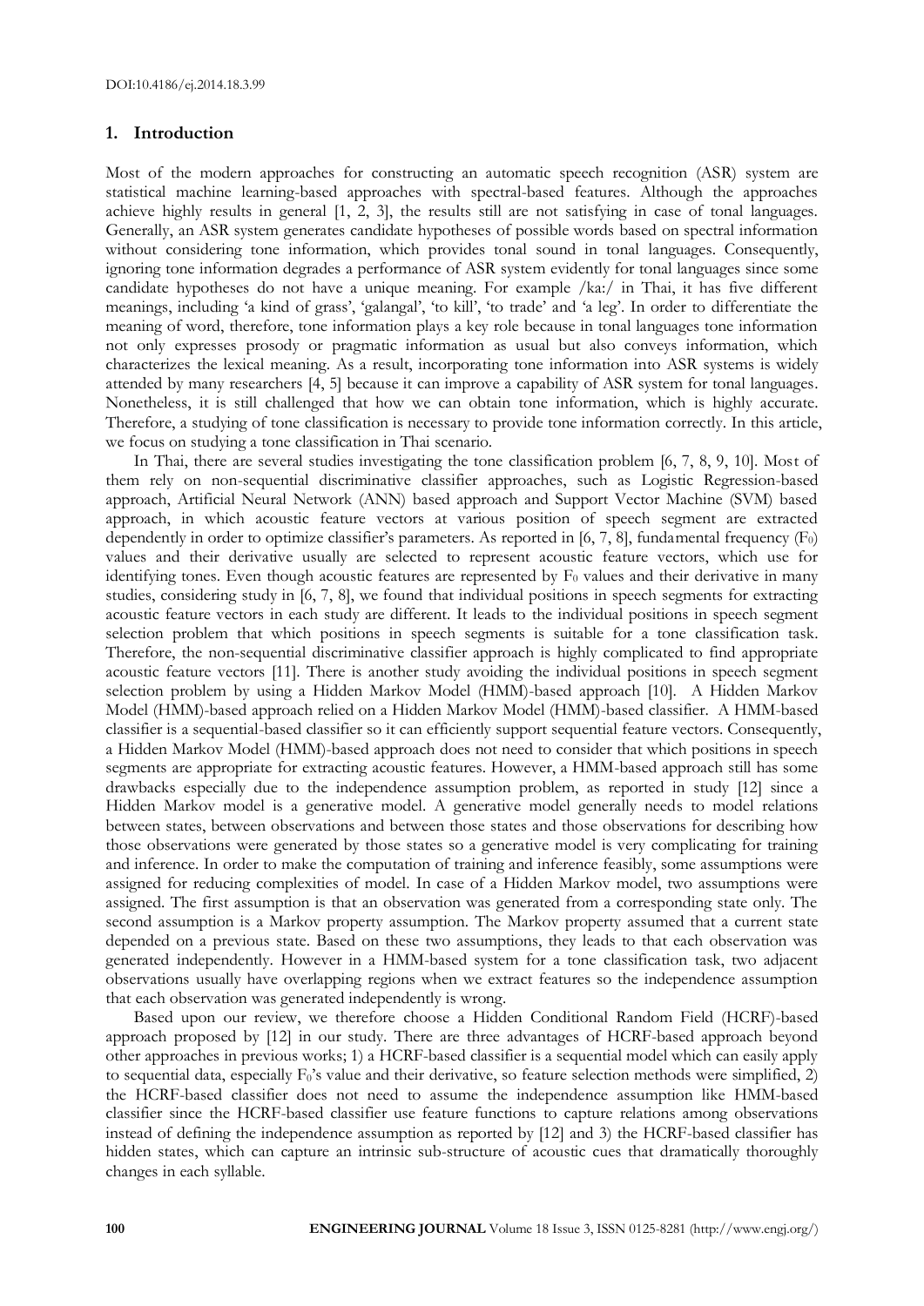## 1. Introduction

Most of the modern approaches for constructing an automatic speech recognition (ASR) system are statistical machine learning-based approaches with spectral-based features. Although the approaches achieve highly results in general [1, 2, 3], the results still are not satisfying in case of tonal languages. Generally, an ASR system generates candidate hypotheses of possible words based on spectral information without considering tone information, which provides tonal sound in tonal languages. Consequently, ignoring tone information degrades a performance of ASR system evidently for tonal languages since some candidate hypotheses do not have a unique meaning. For example /ka:/ in Thai, it has five different meanings, including 'a kind of grass', 'galangal', 'to kill', 'to trade' and 'a leg'. In order to differentiate the meaning of word, therefore, tone information plays a key role because in tonal languages tone information not only expresses prosody or pragmatic information as usual but also conveys information, which characterizes the lexical meaning. As a result, incorporating tone information into ASR systems is widely attended by many researchers [4, 5] because it can improve a capability of ASR system for tonal languages. Nonetheless, it is still challenged that how we can obtain tone information, which is highly accurate. Therefore, a studying of tone classification is necessary to provide tone information correctly. In this article, we focus on studying a tone classification in Thai scenario.

In Thai, there are several studies investigating the tone classification problem [6, 7, 8, 9, 10]. Most of them rely on non-sequential discriminative classifier approaches, such as Logistic Regression-based approach, Artificial Neural Network (ANN) based approach and Support Vector Machine (SVM) based approach, in which acoustic feature vectors at various position of speech segment are extracted dependently in order to optimize classifier's parameters. As reported in [6, 7, 8], fundamental frequency ($F_0$) values and their derivative usually are selected to represent acoustic feature vectors, which use for identifying tones. Even though acoustic features are represented by $F_0$ values and their derivative in many studies, considering study in [6, 7, 8], we found that individual positions in speech segments for extracting acoustic feature vectors in each study are different. It leads to the individual positions in speech segment selection problem that which positions in speech segments is suitable for a tone classification task. Therefore, the non-sequential discriminative classifier approach is highly complicated to find appropriate acoustic feature vectors [11]. There is another study avoiding the individual positions in speech segment selection problem by using a Hidden Markov Model (HMM)-based approach [10]. A Hidden Markov Model (HMM)-based approach relied on a Hidden Markov Model (HMM)-based classifier. A HMM-based classifier is a sequential-based classifier so it can efficiently support sequential feature vectors. Consequently, a Hidden Markov Model (HMM)-based approach does not need to consider that which positions in speech segments are appropriate for extracting acoustic features. However, a HMM-based approach still has some drawbacks especially due to the independence assumption problem, as reported in study [12] since a Hidden Markov model is a generative model. A generative model generally needs to model relations between states, between observations and between those states and those observations for describing how those observations were generated by those states so a generative model is very complicating for training and inference. In order to make the computation of training and inference feasibly, some assumptions were assigned for reducing complexities of model. In case of a Hidden Markov model, two assumptions were assigned. The first assumption is that an observation was generated from a corresponding state only. The second assumption is a Markov property assumption. The Markov property assumed that a current state depended on a previous state. Based on these two assumptions, they leads to that each observation was generated independently. However in a HMM-based system for a tone classification task, two adjacent observations usually have overlapping regions when we extract features so the independence assumption that each observation was generated independently is wrong.

Based upon our review, we therefore choose a Hidden Conditional Random Field (HCRF)-based approach proposed by [12] in our study. There are three advantages of HCRF-based approach beyond other approaches in previous works; 1) a HCRF-based classifier is a sequential model which can easily apply to sequential data, especially $F_0$'s value and their derivative, so feature selection methods were simplified, 2) the HCRF-based classifier does not need to assume the independence assumption like HMM-based classifier since the HCRF-based classifier use feature functions to capture relations among observations instead of defining the independence assumption as reported by [12] and 3) the HCRF-based classifier has hidden states, which can capture an intrinsic sub-structure of acoustic cues that dramatically thoroughly changes in each syllable.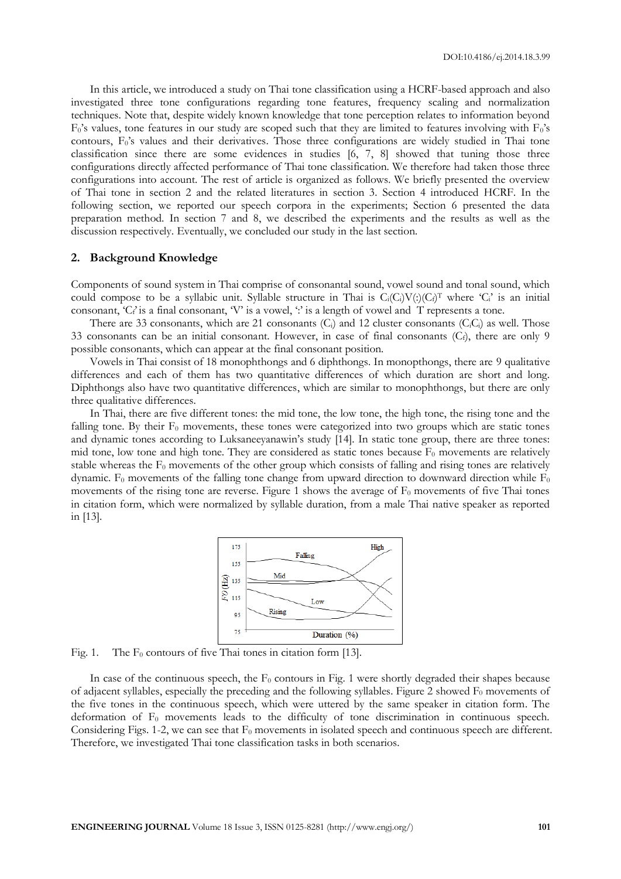In this article, we introduced a study on Thai tone classification using a HCRF-based approach and also investigated three tone configurations regarding tone features, frequency scaling and normalization techniques. Note that, despite widely known knowledge that tone perception relates to information beyond $F_0$'s values, tone features in our study are scoped such that they are limited to features involving with $F_0$'s contours, $F_0$'s values and their derivatives. Those three configurations are widely studied in Thai tone classification since there are some evidences in studies [6, 7, 8] showed that tuning those three configurations directly affected performance of Thai tone classification. We therefore had taken those three configurations into account. The rest of article is organized as follows. We briefly presented the overview of Thai tone in section 2 and the related literatures in section 3. Section 4 introduced HCRF. In the following section, we reported our speech corpora in the experiments; Section 6 presented the data preparation method. In section 7 and 8, we described the experiments and the results as well as the discussion respectively. Eventually, we concluded our study in the last section.

## 2. Background Knowledge

Components of sound system in Thai comprise of consonantal sound, vowel sound and tonal sound, which could compose to be a syllabic unit. Syllable structure in Thai is $C_i(C_i)V(:)(C_f)^T$ where '$C_i$' is an initial consonant, '$C_f$' is a final consonant, 'V' is a vowel, ':' is a length of vowel and T represents a tone.

There are 33 consonants, which are 21 consonants ($C_i$) and 12 cluster consonants ($C_iC_i$) as well. Those 33 consonants can be an initial consonant. However, in case of final consonants ($C_f$), there are only 9 possible consonants, which can appear at the final consonant position.

Vowels in Thai consist of 18 monophthongs and 6 diphthongs. In monopthongs, there are 9 qualitative differences and each of them has two quantitative differences of which duration are short and long. Diphthongs also have two quantitative differences, which are similar to monophthongs, but there are only three qualitative differences.

In Thai, there are five different tones: the mid tone, the low tone, the high tone, the rising tone and the falling tone. By their $F_0$ movements, these tones were categorized into two groups which are static tones and dynamic tones according to Luksaneeyanawin's study [14]. In static tone group, there are three tones: mid tone, low tone and high tone. They are considered as static tones because $F_0$ movements are relatively stable whereas the $F_0$ movements of the other group which consists of falling and rising tones are relatively dynamic. $F_0$ movements of the falling tone change from upward direction to downward direction while $F_0$ movements of the rising tone are reverse. Figure 1 shows the average of $F_0$ movements of five Thai tones in citation form, which were normalized by syllable duration, from a male Thai native speaker as reported in [13].

Fig. 1. The $F_0$ contours of five Thai tones in citation form [13].

In case of the continuous speech, the $F_0$ contours in Fig. 1 were shortly degraded their shapes because of adjacent syllables, especially the preceding and the following syllables. Figure 2 showed $F_0$ movements of the five tones in the continuous speech, which were uttered by the same speaker in citation form. The deformation of $F_0$ movements leads to the difficulty of tone discrimination in continuous speech. Considering Figs. 1-2, we can see that $F_0$ movements in isolated speech and continuous speech are different. Therefore, we investigated Thai tone classification tasks in both scenarios.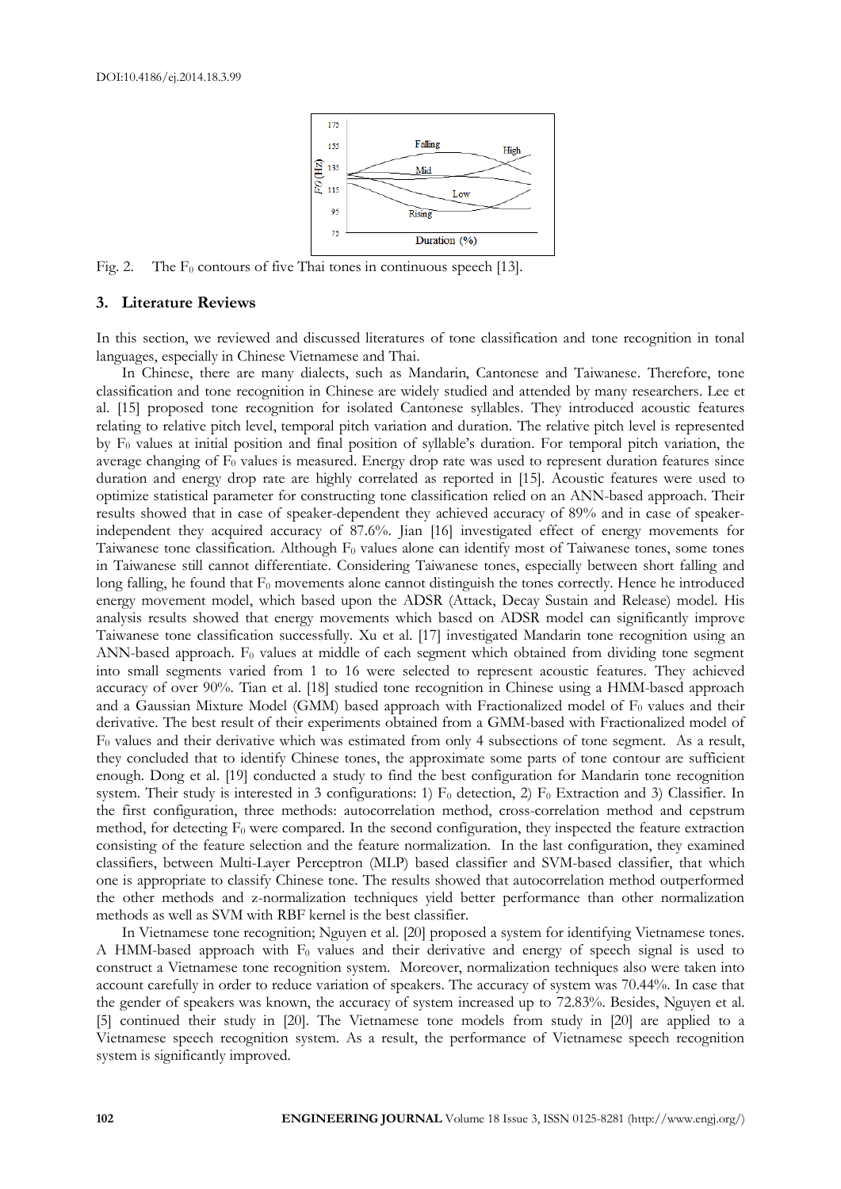Fig. 2. The $F_0$ contours of five Thai tones in continuous speech [13].

## 3. Literature Reviews

In this section, we reviewed and discussed literatures of tone classification and tone recognition in tonal languages, especially in Chinese Vietnamese and Thai.

In Chinese, there are many dialects, such as Mandarin, Cantonese and Taiwanese. Therefore, tone classification and tone recognition in Chinese are widely studied and attended by many researchers. Lee et al. [15] proposed tone recognition for isolated Cantonese syllables. They introduced acoustic features relating to relative pitch level, temporal pitch variation and duration. The relative pitch level is represented by $F_0$ values at initial position and final position of syllable's duration. For temporal pitch variation, the average changing of $F_0$ values is measured. Energy drop rate was used to represent duration features since duration and energy drop rate are highly correlated as reported in [15]. Acoustic features were used to optimize statistical parameter for constructing tone classification relied on an ANN-based approach. Their results showed that in case of speaker-dependent they achieved accuracy of 89% and in case of speaker-independent they acquired accuracy of 87.6%. Jian [16] investigated effect of energy movements for Taiwanese tone classification. Although $F_0$ values alone can identify most of Taiwanese tones, some tones in Taiwanese still cannot differentiate. Considering Taiwanese tones, especially between short falling and long falling, he found that $F_0$ movements alone cannot distinguish the tones correctly. Hence he introduced energy movement model, which based upon the ADSR (Attack, Decay Sustain and Release) model. His analysis results showed that energy movements which based on ADSR model can significantly improve Taiwanese tone classification successfully. Xu et al. [17] investigated Mandarin tone recognition using an ANN-based approach. $F_0$ values at middle of each segment which obtained from dividing tone segment into small segments varied from 1 to 16 were selected to represent acoustic features. They achieved accuracy of over 90%. Tian et al. [18] studied tone recognition in Chinese using a HMM-based approach and a Gaussian Mixture Model (GMM) based approach with Fractionalized model of $F_0$ values and their derivative. The best result of their experiments obtained from a GMM-based with Fractionalized model of $F_0$ values and their derivative which was estimated from only 4 subsections of tone segment. As a result, they concluded that to identify Chinese tones, the approximate some parts of tone contour are sufficient enough. Dong et al. [19] conducted a study to find the best configuration for Mandarin tone recognition system. Their study is interested in 3 configurations: 1) $F_0$ detection, 2) $F_0$ Extraction and 3) Classifier. In the first configuration, three methods: autocorrelation method, cross-correlation method and cepstrum method, for detecting $F_0$ were compared. In the second configuration, they inspected the feature extraction consisting of the feature selection and the feature normalization. In the last configuration, they examined classifiers, between Multi-Layer Perceptron (MLP) based classifier and SVM-based classifier, that which one is appropriate to classify Chinese tone. The results showed that autocorrelation method outperformed the other methods and z-normalization techniques yield better performance than other normalization methods as well as SVM with RBF kernel is the best classifier.

In Vietnamese tone recognition; Nguyen et al. [20] proposed a system for identifying Vietnamese tones. A HMM-based approach with $F_0$ values and their derivative and energy of speech signal is used to construct a Vietnamese tone recognition system. Moreover, normalization techniques also were taken into account carefully in order to reduce variation of speakers. The accuracy of system was 70.44%. In case that the gender of speakers was known, the accuracy of system increased up to 72.83%. Besides, Nguyen et al. [5] continued their study in [20]. The Vietnamese tone models from study in [20] are applied to a Vietnamese speech recognition system. As a result, the performance of Vietnamese speech recognition system is significantly improved.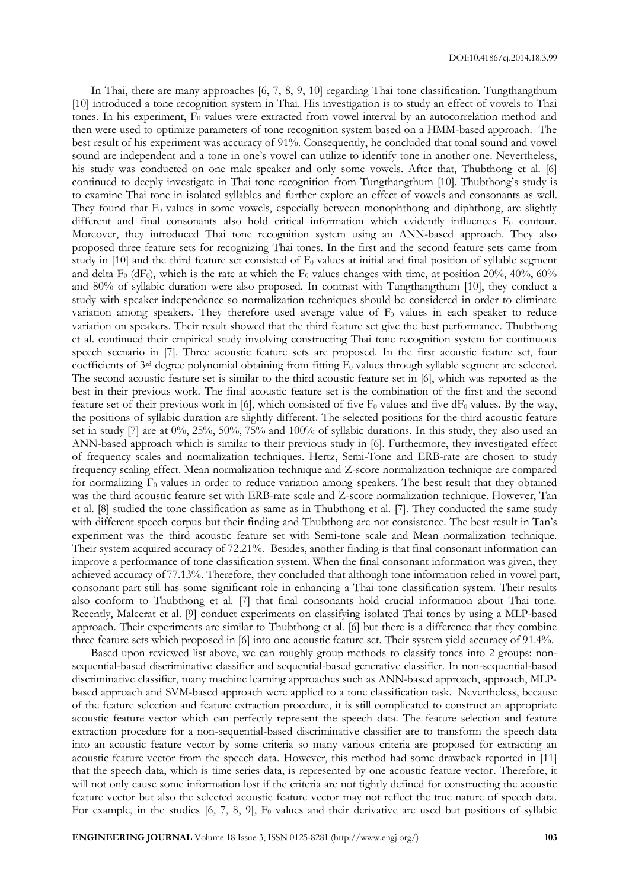In Thai, there are many approaches [6, 7, 8, 9, 10] regarding Thai tone classification. Tungthangthum [10] introduced a tone recognition system in Thai. His investigation is to study an effect of vowels to Thai tones. In his experiment, $F_0$ values were extracted from vowel interval by an autocorrelation method and then were used to optimize parameters of tone recognition system based on a HMM-based approach. The best result of his experiment was accuracy of 91%. Consequently, he concluded that tonal sound and vowel sound are independent and a tone in one's vowel can utilize to identify tone in another one. Nevertheless, his study was conducted on one male speaker and only some vowels. After that, Thubthong et al. [6] continued to deeply investigate in Thai tone recognition from Tungthangthum [10]. Thubthong's study is to examine Thai tone in isolated syllables and further explore an effect of vowels and consonants as well. They found that $F_0$ values in some vowels, especially between monophthong and diphthong, are slightly different and final consonants also hold critical information which evidently influences $F_0$ contour. Moreover, they introduced Thai tone recognition system using an ANN-based approach. They also proposed three feature sets for recognizing Thai tones. In the first and the second feature sets came from study in [10] and the third feature set consisted of $F_0$ values at initial and final position of syllable segment and delta $F_0$ ($dF_0$), which is the rate at which the $F_0$ values changes with time, at position 20%, 40%, 60% and 80% of syllabic duration were also proposed. In contrast with Tungthangthum [10], they conduct a study with speaker independence so normalization techniques should be considered in order to eliminate variation among speakers. They therefore used average value of $F_0$ values in each speaker to reduce variation on speakers. Their result showed that the third feature set give the best performance. Thubthong et al. continued their empirical study involving constructing Thai tone recognition system for continuous speech scenario in [7]. Three acoustic feature sets are proposed. In the first acoustic feature set, four coefficients of 3rd degree polynomial obtaining from fitting $F_0$ values through syllable segment are selected. The second acoustic feature set is similar to the third acoustic feature set in [6], which was reported as the best in their previous work. The final acoustic feature set is the combination of the first and the second feature set of their previous work in [6], which consisted of five $F_0$ values and five $dF_0$ values. By the way, the positions of syllabic duration are slightly different. The selected positions for the third acoustic feature set in study [7] are at 0%, 25%, 50%, 75% and 100% of syllabic durations. In this study, they also used an ANN-based approach which is similar to their previous study in [6]. Furthermore, they investigated effect of frequency scales and normalization techniques. Hertz, Semi-Tone and ERB-rate are chosen to study frequency scaling effect. Mean normalization technique and Z-score normalization technique are compared for normalizing $F_0$ values in order to reduce variation among speakers. The best result that they obtained was the third acoustic feature set with ERB-rate scale and Z-score normalization technique. However, Tan et al. [8] studied the tone classification as same as in Thubthong et al. [7]. They conducted the same study with different speech corpus but their finding and Thubthong are not consistence. The best result in Tan's experiment was the third acoustic feature set with Semi-tone scale and Mean normalization technique. Their system acquired accuracy of 72.21%. Besides, another finding is that final consonant information can improve a performance of tone classification system. When the final consonant information was given, they achieved accuracy of 77.13%. Therefore, they concluded that although tone information relied in vowel part, consonant part still has some significant role in enhancing a Thai tone classification system. Their results also conform to Thubthong et al. [7] that final consonants hold crucial information about Thai tone. Recently, Maleerat et al. [9] conduct experiments on classifying isolated Thai tones by using a MLP-based approach. Their experiments are similar to Thubthong et al. [6] but there is a difference that they combine three feature sets which proposed in [6] into one acoustic feature set. Their system yield accuracy of 91.4%.

Based upon reviewed list above, we can roughly group methods to classify tones into 2 groups: non-sequential-based discriminative classifier and sequential-based generative classifier. In non-sequential-based discriminative classifier, many machine learning approaches such as ANN-based approach, approach, MLP-based approach and SVM-based approach were applied to a tone classification task. Nevertheless, because of the feature selection and feature extraction procedure, it is still complicated to construct an appropriate acoustic feature vector which can perfectly represent the speech data. The feature selection and feature extraction procedure for a non-sequential-based discriminative classifier are to transform the speech data into an acoustic feature vector by some criteria so many various criteria are proposed for extracting an acoustic feature vector from the speech data. However, this method had some drawback reported in [11] that the speech data, which is time series data, is represented by one acoustic feature vector. Therefore, it will not only cause some information lost if the criteria are not tightly defined for constructing the acoustic feature vector but also the selected acoustic feature vector may not reflect the true nature of speech data. For example, in the studies [6, 7, 8, 9], $F_0$ values and their derivative are used but positions of syllabic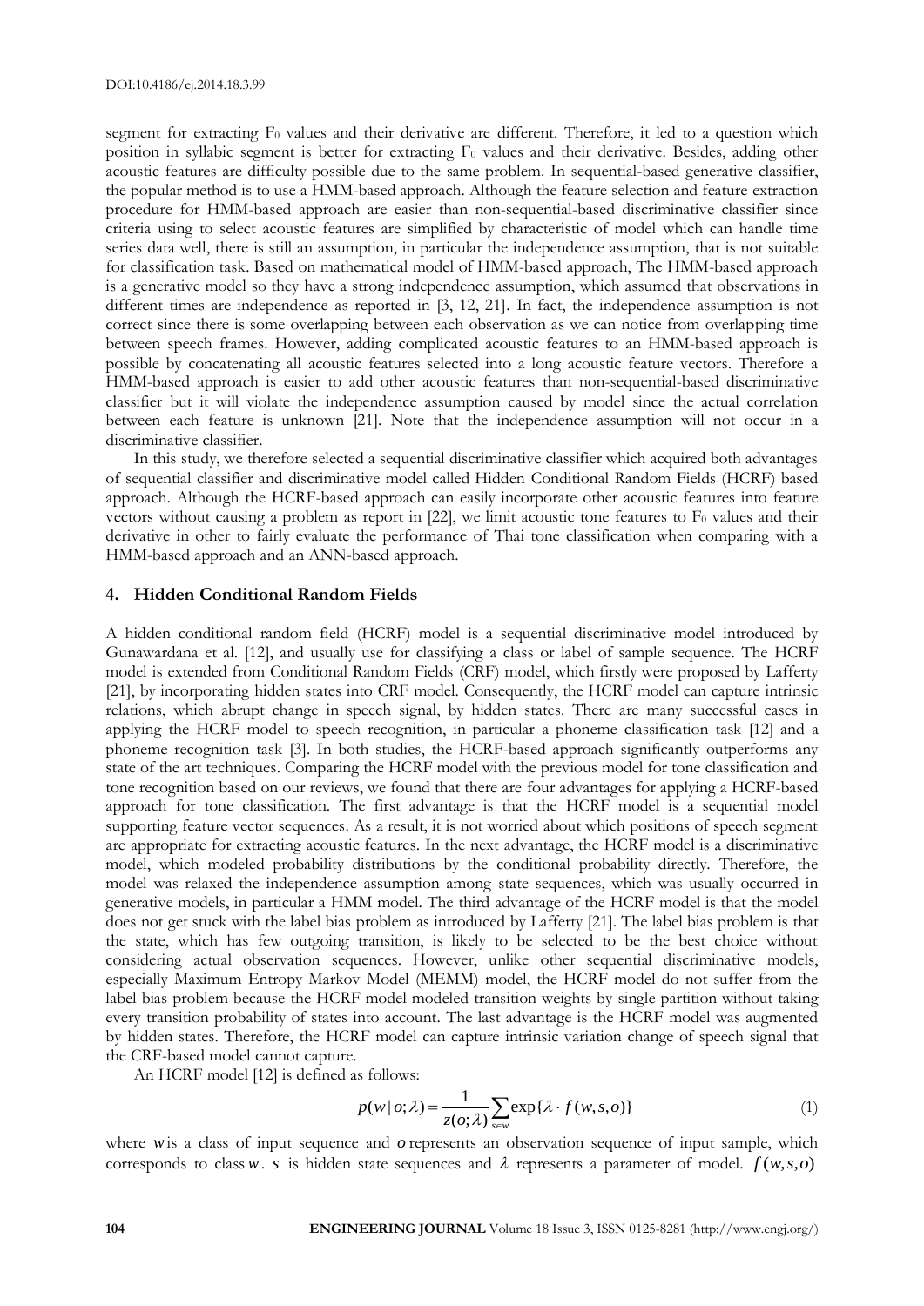segment for extracting $F_0$ values and their derivative are different. Therefore, it led to a question which position in syllabic segment is better for extracting $F_0$ values and their derivative. Besides, adding other acoustic features are difficulty possible due to the same problem. In sequential-based generative classifier, the popular method is to use a HMM-based approach. Although the feature selection and feature extraction procedure for HMM-based approach are easier than non-sequential-based discriminative classifier since criteria using to select acoustic features are simplified by characteristic of model which can handle time series data well, there is still an assumption, in particular the independence assumption, that is not suitable for classification task. Based on mathematical model of HMM-based approach, The HMM-based approach is a generative model so they have a strong independence assumption, which assumed that observations in different times are independence as reported in [3, 12, 21]. In fact, the independence assumption is not correct since there is some overlapping between each observation as we can notice from overlapping time between speech frames. However, adding complicated acoustic features to an HMM-based approach is possible by concatenating all acoustic features selected into a long acoustic feature vectors. Therefore a HMM-based approach is easier to add other acoustic features than non-sequential-based discriminative classifier but it will violate the independence assumption caused by model since the actual correlation between each feature is unknown [21]. Note that the independence assumption will not occur in a discriminative classifier.

In this study, we therefore selected a sequential discriminative classifier which acquired both advantages of sequential classifier and discriminative model called Hidden Conditional Random Fields (HCRF) based approach. Although the HCRF-based approach can easily incorporate other acoustic features into feature vectors without causing a problem as report in [22], we limit acoustic tone features to $F_0$ values and their derivative in other to fairly evaluate the performance of Thai tone classification when comparing with a HMM-based approach and an ANN-based approach.

## 4. Hidden Conditional Random Fields

A hidden conditional random field (HCRF) model is a sequential discriminative model introduced by Gunawardana et al. [12], and usually use for classifying a class or label of sample sequence. The HCRF model is extended from Conditional Random Fields (CRF) model, which firstly were proposed by Lafferty [21], by incorporating hidden states into CRF model. Consequently, the HCRF model can capture intrinsic relations, which abrupt change in speech signal, by hidden states. There are many successful cases in applying the HCRF model to speech recognition, in particular a phoneme classification task [12] and a phoneme recognition task [3]. In both studies, the HCRF-based approach significantly outperforms any state of the art techniques. Comparing the HCRF model with the previous model for tone classification and tone recognition based on our reviews, we found that there are four advantages for applying a HCRF-based approach for tone classification. The first advantage is that the HCRF model is a sequential model supporting feature vector sequences. As a result, it is not worried about which positions of speech segment are appropriate for extracting acoustic features. In the next advantage, the HCRF model is a discriminative model, which modeled probability distributions by the conditional probability directly. Therefore, the model was relaxed the independence assumption among state sequences, which was usually occurred in generative models, in particular a HMM model. The third advantage of the HCRF model is that the model does not get stuck with the label bias problem as introduced by Lafferty [21]. The label bias problem is that the state, which has few outgoing transition, is likely to be selected to be the best choice without considering actual observation sequences. However, unlike other sequential discriminative models, especially Maximum Entropy Markov Model (MEMM) model, the HCRF model do not suffer from the label bias problem because the HCRF model modeled transition weights by single partition without taking every transition probability of states into account. The last advantage is the HCRF model was augmented by hidden states. Therefore, the HCRF model can capture intrinsic variation change of speech signal that the CRF-based model cannot capture.

An HCRF model [12] is defined as follows:

$$p(w \mid o; \lambda) = \frac{1}{z(o;\lambda)} \sum_{s \in w} \exp\{\lambda \cdot f(w,s,o)\} \tag{1}$$

where $w$ is a class of input sequence and $o$ represents an observation sequence of input sample, which corresponds to class $w$. $s$ is hidden state sequences and $\lambda$ represents a parameter of model. $f(w,s,o)$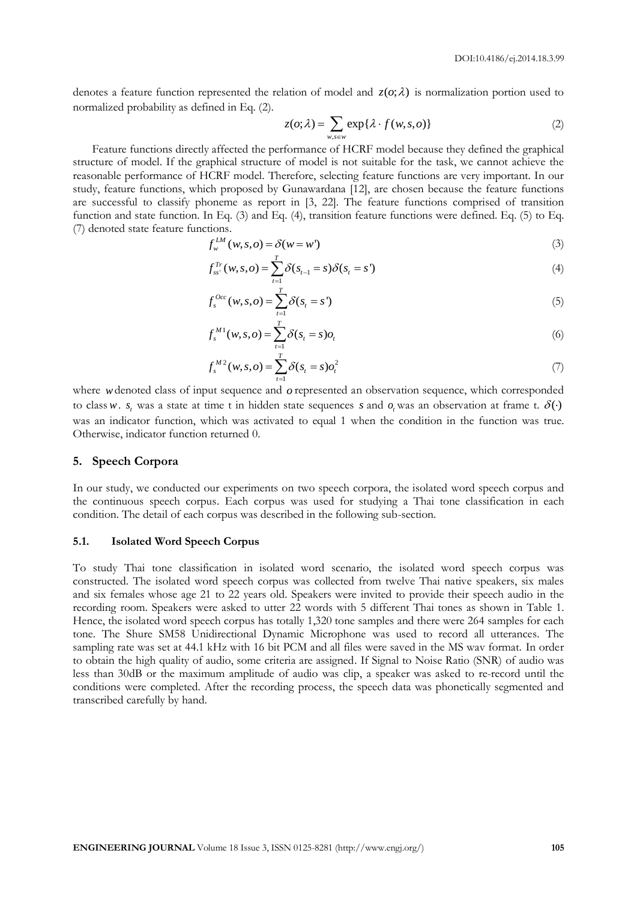denotes a feature function represented the relation of model and $z(o;\lambda)$ is normalization portion used to normalized probability as defined in Eq. (2).

$$z(o;\lambda) = \sum_{w,s \in w} \exp\{\lambda \cdot f(w,s,o)\} \tag{2}$$

Feature functions directly affected the performance of HCRF model because they defined the graphical structure of model. If the graphical structure of model is not suitable for the task, we cannot achieve the reasonable performance of HCRF model. Therefore, selecting feature functions are very important. In our study, feature functions, which proposed by Gunawardana [12], are chosen because the feature functions are successful to classify phoneme as report in [3, 22]. The feature functions comprised of transition function and state function. In Eq. (3) and Eq. (4), transition feature functions were defined. Eq. (5) to Eq. (7) denoted state feature functions.

$$f_w^{LM}(w,s,o) = \delta(w = w') \tag{3}$$

$$f_{ss'}^{Tr}(w,s,o) = \sum_{t=1}^{T} \delta(s_{t-1} = s)\delta(s_t = s') \tag{4}$$

$$f_s^{Occ}(w,s,o) = \sum_{t=1}^{T} \delta(s_t = s') \tag{5}$$

$$f_s^{M1}(w,s,o) = \sum_{t=1}^{T} \delta(s_t = s) o_t \tag{6}$$

$$f_s^{M2}(w,s,o) = \sum_{t=1}^{T} \delta(s_t = s) o_t^2 \tag{7}$$

where $w$ denoted class of input sequence and $o$ represented an observation sequence, which corresponded to class $w$. $s_t$ was a state at time t in hidden state sequences $s$ and $o_t$ was an observation at frame t. $\delta(\cdot)$ was an indicator function, which was activated to equal 1 when the condition in the function was true. Otherwise, indicator function returned 0.

## 5. Speech Corpora

In our study, we conducted our experiments on two speech corpora, the isolated word speech corpus and the continuous speech corpus. Each corpus was used for studying a Thai tone classification in each condition. The detail of each corpus was described in the following sub-section.

### 5.1. Isolated Word Speech Corpus

To study Thai tone classification in isolated word scenario, the isolated word speech corpus was constructed. The isolated word speech corpus was collected from twelve Thai native speakers, six males and six females whose age 21 to 22 years old. Speakers were invited to provide their speech audio in the recording room. Speakers were asked to utter 22 words with 5 different Thai tones as shown in Table 1. Hence, the isolated word speech corpus has totally 1,320 tone samples and there were 264 samples for each tone. The Shure SM58 Unidirectional Dynamic Microphone was used to record all utterances. The sampling rate was set at 44.1 kHz with 16 bit PCM and all files were saved in the MS wav format. In order to obtain the high quality of audio, some criteria are assigned. If Signal to Noise Ratio (SNR) of audio was less than 30dB or the maximum amplitude of audio was clip, a speaker was asked to re-record until the conditions were completed. After the recording process, the speech data was phonetically segmented and transcribed carefully by hand.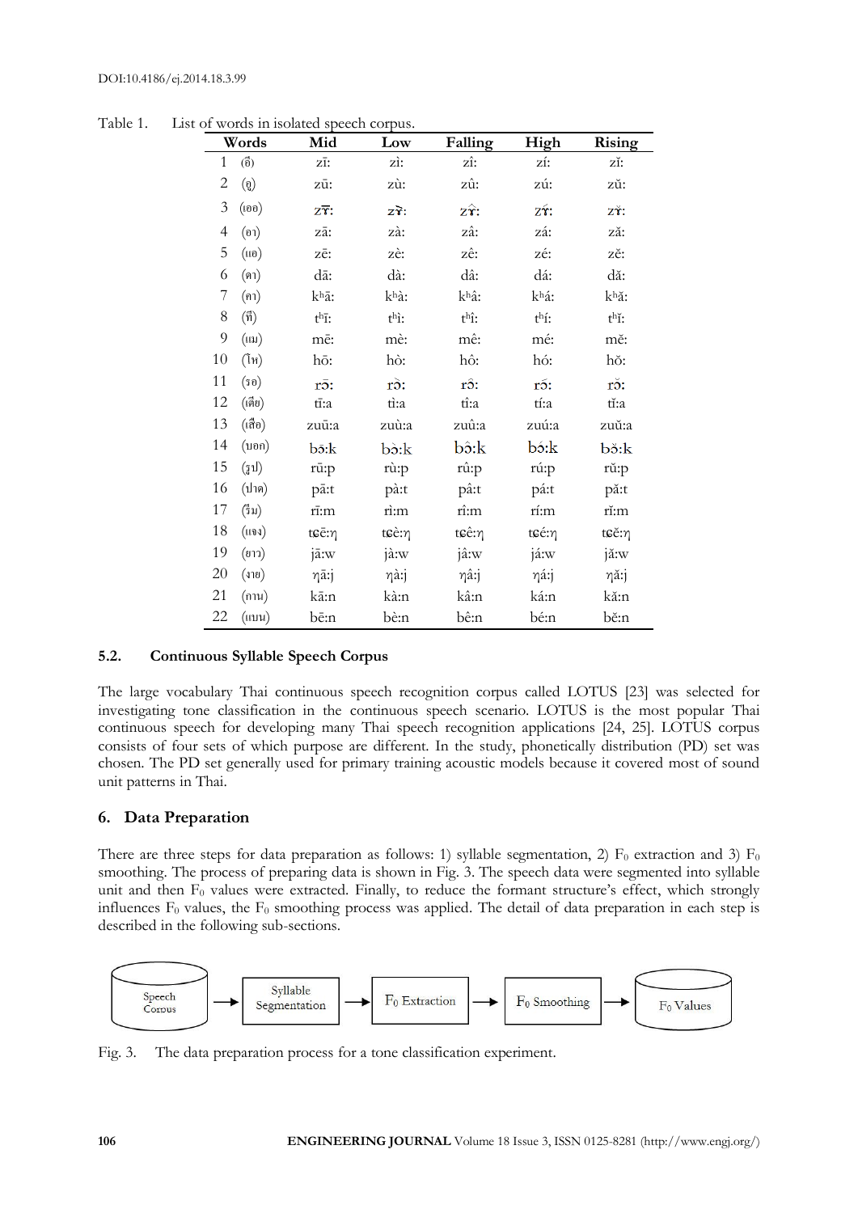Table 1. List of words in isolated speech corpus.

| Words | | Mid | Low | Falling | High | Rising |
|---|---|---|---|---|---|---|
| 1 | (อี) | zīː | zìː | zîː | zíː | zǐː |
| 2 | (อู) | zūː | zùː | zûː | zúː | zǔː |
| 3 | (เออ) | zɤ̄ː | zɤ̀ː | zɤ̂ː | zɤ́ː | zɤ̌ː |
| 4 | (อา) | zāː | zàː | zâː | záː | zǎː |
| 5 | (แอ) | zēː | zèː | zêː | zéː | zěː |
| 6 | (ดา) | dāː | dàː | dâː | dáː | dǎː |
| 7 | (คา) | kʰāː | kʰàː | kʰâː | kʰáː | kʰǎː |
| 8 | (ที) | tʰīː | tʰìː | tʰîː | tʰíː | tʰǐː |
| 9 | (แม) | mēː | mèː | mêː | méː | měː |
| 10 | (โห) | hōː | hòː | hôː | hóː | hǒː |
| 11 | (รอ) | rɔ̄ː | rɔ̀ː | rɔ̂ː | rɔ́ː | rɔ̌ː |
| 12 | (เตีย) | tīːa | tìːa | tîːa | tíːa | tǐːa |
| 13 | (เสือ) | zuūːa | zuùːa | zuûːa | zuúːa | zuǔːa |
| 14 | (บอก) | bɔ̄ːk | bɔ̀ːk | bɔ̂ːk | bɔ́ːk | bɔ̌ːk |
| 15 | (รูป) | rūːp | rùːp | rûːp | rúːp | rǔːp |
| 16 | (ปาด) | pāːt | pàːt | pâːt | páːt | pǎːt |
| 17 | (ริม) | rīːm | rìːm | rîːm | ríːm | rǐːm |
| 18 | (แจง) | tɕēːŋ | tɕèːŋ | tɕêːŋ | tɕéːŋ | tɕěːŋ |
| 19 | (ยาว) | jāːw | jàːw | jâːw | jáːw | jǎːw |
| 20 | (งาย) | ŋāːj | ŋàːj | ŋâːj | ŋáːj | ŋǎːj |
| 21 | (กาน) | kāːn | kàːn | kâːn | káːn | kǎːn |
| 22 | (แบน) | bēːn | bèːn | bêːn | béːn | běːn |

### 5.2. Continuous Syllable Speech Corpus

The large vocabulary Thai continuous speech recognition corpus called LOTUS [23] was selected for investigating tone classification in the continuous speech scenario. LOTUS is the most popular Thai continuous speech for developing many Thai speech recognition applications [24, 25]. LOTUS corpus consists of four sets of which purpose are different. In the study, phonetically distribution (PD) set was chosen. The PD set generally used for primary training acoustic models because it covered most of sound unit patterns in Thai.

## 6. Data Preparation

There are three steps for data preparation as follows: 1) syllable segmentation, 2) $F_0$ extraction and 3) $F_0$ smoothing. The process of preparing data is shown in Fig. 3. The speech data were segmented into syllable unit and then $F_0$ values were extracted. Finally, to reduce the formant structure's effect, which strongly influences $F_0$ values, the $F_0$ smoothing process was applied. The detail of data preparation in each step is described in the following sub-sections.

Speech Corpus → Syllable Segmentation → $F_0$ Extraction → $F_0$ Smoothing → $F_0$ Values

Fig. 3. The data preparation process for a tone classification experiment.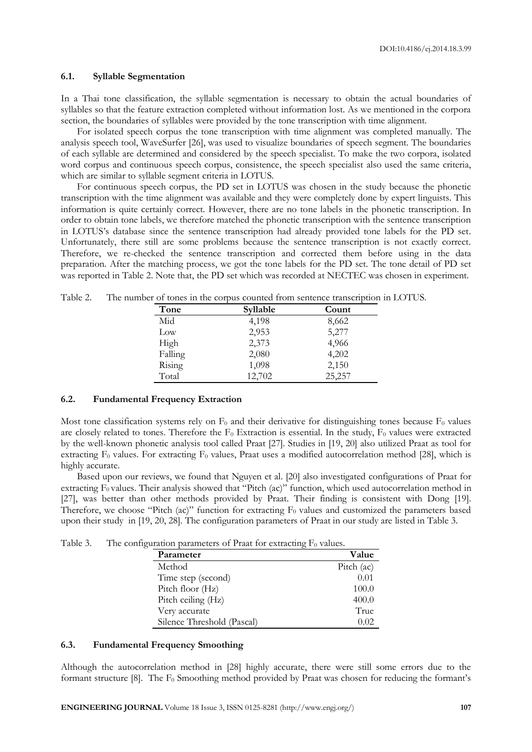### 6.1. Syllable Segmentation

In a Thai tone classification, the syllable segmentation is necessary to obtain the actual boundaries of syllables so that the feature extraction completed without information lost. As we mentioned in the corpora section, the boundaries of syllables were provided by the tone transcription with time alignment.

For isolated speech corpus the tone transcription with time alignment was completed manually. The analysis speech tool, WaveSurfer [26], was used to visualize boundaries of speech segment. The boundaries of each syllable are determined and considered by the speech specialist. To make the two corpora, isolated word corpus and continuous speech corpus, consistence, the speech specialist also used the same criteria, which are similar to syllable segment criteria in LOTUS.

For continuous speech corpus, the PD set in LOTUS was chosen in the study because the phonetic transcription with the time alignment was available and they were completely done by expert linguists. This information is quite certainly correct. However, there are no tone labels in the phonetic transcription. In order to obtain tone labels, we therefore matched the phonetic transcription with the sentence transcription in LOTUS's database since the sentence transcription had already provided tone labels for the PD set. Unfortunately, there still are some problems because the sentence transcription is not exactly correct. Therefore, we re-checked the sentence transcription and corrected them before using in the data preparation. After the matching process, we got the tone labels for the PD set. The tone detail of PD set was reported in Table 2. Note that, the PD set which was recorded at NECTEC was chosen in experiment.

Table 2. The number of tones in the corpus counted from sentence transcription in LOTUS.

| Tone | Syllable | Count |
|---|---|---|
| Mid | 4,198 | 8,662 |
| Low | 2,953 | 5,277 |
| High | 2,373 | 4,966 |
| Falling | 2,080 | 4,202 |
| Rising | 1,098 | 2,150 |
| Total | 12,702 | 25,257 |

### 6.2. Fundamental Frequency Extraction

Most tone classification systems rely on $F_0$ and their derivative for distinguishing tones because $F_0$ values are closely related to tones. Therefore the $F_0$ Extraction is essential. In the study, $F_0$ values were extracted by the well-known phonetic analysis tool called Praat [27]. Studies in [19, 20] also utilized Praat as tool for extracting $F_0$ values. For extracting $F_0$ values, Praat uses a modified autocorrelation method [28], which is highly accurate.

Based upon our reviews, we found that Nguyen et al. [20] also investigated configurations of Praat for extracting $F_0$ values. Their analysis showed that "Pitch (ac)" function, which used autocorrelation method in [27], was better than other methods provided by Praat. Their finding is consistent with Dong [19]. Therefore, we choose "Pitch (ac)" function for extracting $F_0$ values and customized the parameters based upon their study in [19, 20, 28]. The configuration parameters of Praat in our study are listed in Table 3.

Table 3. The configuration parameters of Praat for extracting $F_0$ values.

| Parameter | Value |
|---|---|
| Method | Pitch (ac) |
| Time step (second) | 0.01 |
| Pitch floor (Hz) | 100.0 |
| Pitch ceiling (Hz) | 400.0 |
| Very accurate | True |
| Silence Threshold (Pascal) | 0.02 |

### 6.3. Fundamental Frequency Smoothing

Although the autocorrelation method in [28] highly accurate, there were still some errors due to the formant structure [8]. The $F_0$ Smoothing method provided by Praat was chosen for reducing the formant's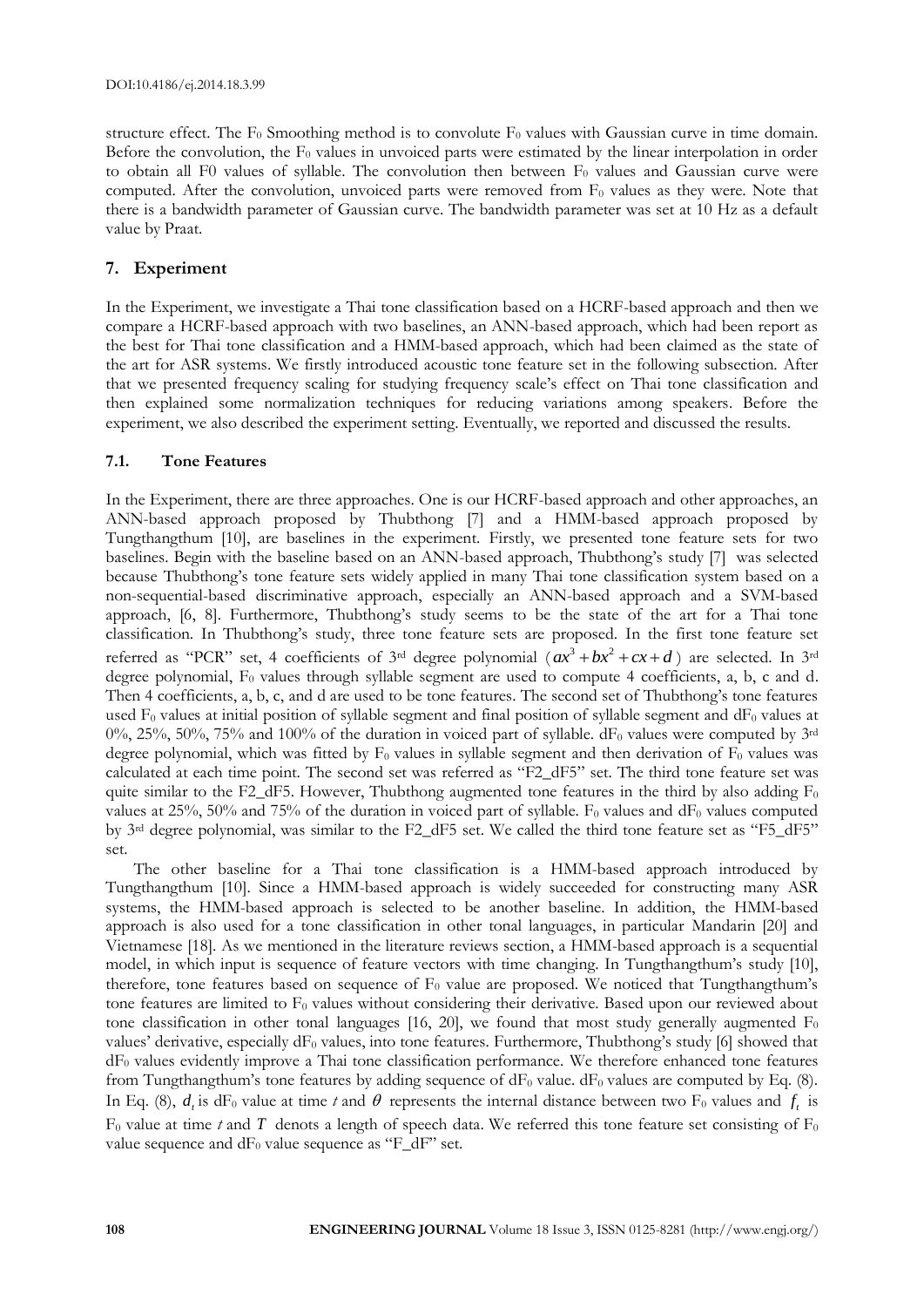structure effect. The $F_0$ Smoothing method is to convolute $F_0$ values with Gaussian curve in time domain. Before the convolution, the $F_0$ values in unvoiced parts were estimated by the linear interpolation in order to obtain all F0 values of syllable. The convolution then between $F_0$ values and Gaussian curve were computed. After the convolution, unvoiced parts were removed from $F_0$ values as they were. Note that there is a bandwidth parameter of Gaussian curve. The bandwidth parameter was set at 10 Hz as a default value by Praat.

## 7. Experiment

In the Experiment, we investigate a Thai tone classification based on a HCRF-based approach and then we compare a HCRF-based approach with two baselines, an ANN-based approach, which had been report as the best for Thai tone classification and a HMM-based approach, which had been claimed as the state of the art for ASR systems. We firstly introduced acoustic tone feature set in the following subsection. After that we presented frequency scaling for studying frequency scale's effect on Thai tone classification and then explained some normalization techniques for reducing variations among speakers. Before the experiment, we also described the experiment setting. Eventually, we reported and discussed the results.

### 7.1. Tone Features

In the Experiment, there are three approaches. One is our HCRF-based approach and other approaches, an ANN-based approach proposed by Thubthong [7] and a HMM-based approach proposed by Tungthangthum [10], are baselines in the experiment. Firstly, we presented tone feature sets for two baselines. Begin with the baseline based on an ANN-based approach, Thubthong's study [7] was selected because Thubthong's tone feature sets widely applied in many Thai tone classification system based on a non-sequential-based discriminative approach, especially an ANN-based approach and a SVM-based approach, [6, 8]. Furthermore, Thubthong's study seems to be the state of the art for a Thai tone classification. In Thubthong's study, three tone feature sets are proposed. In the first tone feature set referred as "PCR" set, 4 coefficients of 3rd degree polynomial ($ax^3 + bx^2 + cx + d$) are selected. In 3rd degree polynomial, $F_0$ values through syllable segment are used to compute 4 coefficients, a, b, c and d. Then 4 coefficients, a, b, c, and d are used to be tone features. The second set of Thubthong's tone features used $F_0$ values at initial position of syllable segment and final position of syllable segment and $dF_0$ values at 0%, 25%, 50%, 75% and 100% of the duration in voiced part of syllable. $dF_0$ values were computed by 3rd degree polynomial, which was fitted by $F_0$ values in syllable segment and then derivation of $F_0$ values was calculated at each time point. The second set was referred as "F2_dF5" set. The third tone feature set was quite similar to the F2_dF5. However, Thubthong augmented tone features in the third by also adding $F_0$ values at 25%, 50% and 75% of the duration in voiced part of syllable. $F_0$ values and $dF_0$ values computed by 3rd degree polynomial, was similar to the F2_dF5 set. We called the third tone feature set as "F5_dF5" set.

The other baseline for a Thai tone classification is a HMM-based approach introduced by Tungthangthum [10]. Since a HMM-based approach is widely succeeded for constructing many ASR systems, the HMM-based approach is selected to be another baseline. In addition, the HMM-based approach is also used for a tone classification in other tonal languages, in particular Mandarin [20] and Vietnamese [18]. As we mentioned in the literature reviews section, a HMM-based approach is a sequential model, in which input is sequence of feature vectors with time changing. In Tungthangthum's study [10], therefore, tone features based on sequence of $F_0$ value are proposed. We noticed that Tungthangthum's tone features are limited to $F_0$ values without considering their derivative. Based upon our reviewed about tone classification in other tonal languages [16, 20], we found that most study generally augmented $F_0$ values' derivative, especially $dF_0$ values, into tone features. Furthermore, Thubthong's study [6] showed that $dF_0$ values evidently improve a Thai tone classification performance. We therefore enhanced tone features from Tungthangthum's tone features by adding sequence of $dF_0$ value. $dF_0$ values are computed by Eq. (8). In Eq. (8), $d_t$ is $dF_0$ value at time $t$ and $\theta$ represents the internal distance between two $F_0$ values and $f_t$ is $F_0$ value at time $t$ and $T$ denotes a length of speech data. We referred this tone feature set consisting of $F_0$ value sequence and $dF_0$ value sequence as "F_dF" set.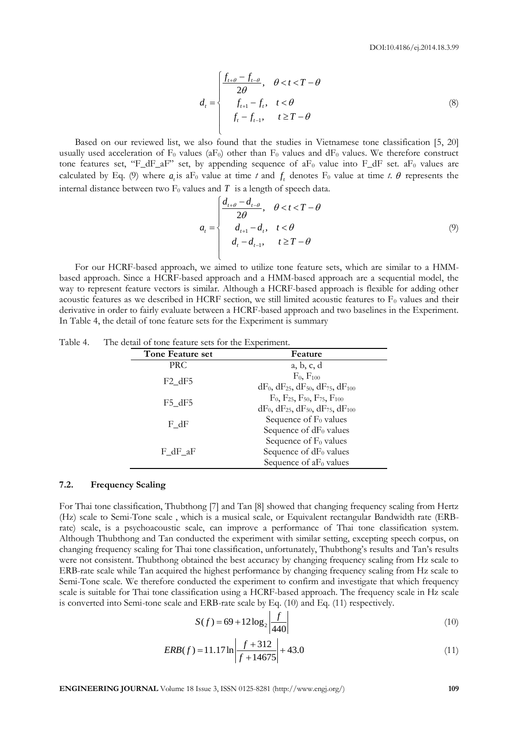$$
d_t = \begin{cases} \dfrac{f_{t+\theta} - f_{t-\theta}}{2\theta}, & \theta < t < T - \theta \\ f_{t+1} - f_t, & t < \theta \\ f_t - f_{t-1}, & t \geq T - \theta \end{cases} \tag{8}
$$

Based on our reviewed list, we also found that the studies in Vietnamese tone classification [5, 20] usually used acceleration of $F_0$ values ($aF_0$) other than $F_0$ values and $dF_0$ values. We therefore construct tone features set, "F_dF_aF" set, by appending sequence of $aF_0$ value into F_dF set. $aF_0$ values are calculated by Eq. (9) where $a_t$ is $aF_0$ value at time $t$ and $f_t$ denotes $F_0$ value at time $t$. $\theta$ represents the internal distance between two $F_0$ values and $T$ is a length of speech data.

$$
a_t = \begin{cases} \dfrac{d_{t+\theta} - d_{t-\theta}}{2\theta}, & \theta < t < T - \theta \\ d_{t+1} - d_t, & t < \theta \\ d_t - d_{t-1}, & t \geq T - \theta \end{cases} \tag{9}
$$

For our HCRF-based approach, we aimed to utilize tone feature sets, which are similar to a HMM-based approach. Since a HCRF-based approach and a HMM-based approach are a sequential model, the way to represent feature vectors is similar. Although a HCRF-based approach is flexible for adding other acoustic features as we described in HCRF section, we still limited acoustic features to $F_0$ values and their derivative in order to fairly evaluate between a HCRF-based approach and two baselines in the Experiment. In Table 4, the detail of tone feature sets for the Experiment is summary

Table 4. The detail of tone feature sets for the Experiment.

| Tone Feature set | Feature |
|---|---|
| PRC | a, b, c, d |
| F2_dF5 | $F_0$, $F_{100}$<br>$dF_0$, $dF_{25}$, $dF_{50}$, $dF_{75}$, $dF_{100}$ |
| F5_dF5 | $F_0$, $F_{25}$, $F_{50}$, $F_{75}$, $F_{100}$<br>$dF_0$, $dF_{25}$, $dF_{50}$, $dF_{75}$, $dF_{100}$ |
| F_dF | Sequence of $F_0$ values<br>Sequence of $dF_0$ values |
| F_dF_aF | Sequence of $F_0$ values<br>Sequence of $dF_0$ values<br>Sequence of $aF_0$ values |

### 7.2. Frequency Scaling

For Thai tone classification, Thubthong [7] and Tan [8] showed that changing frequency scaling from Hertz (Hz) scale to Semi-Tone scale , which is a musical scale, or Equivalent rectangular Bandwidth rate (ERB-rate) scale, is a psychoacoustic scale, can improve a performance of Thai tone classification system. Although Thubthong and Tan conducted the experiment with similar setting, excepting speech corpus, on changing frequency scaling for Thai tone classification, unfortunately, Thubthong's results and Tan's results were not consistent. Thubthong obtained the best accuracy by changing frequency scaling from Hz scale to ERB-rate scale while Tan acquired the highest performance by changing frequency scaling from Hz scale to Semi-Tone scale. We therefore conducted the experiment to confirm and investigate that which frequency scale is suitable for Thai tone classification using a HCRF-based approach. The frequency scale in Hz scale is converted into Semi-tone scale and ERB-rate scale by Eq. (10) and Eq. (11) respectively.

$$
S(f) = 69 + 12\log_2 \left| \frac{f}{440} \right| \tag{10}
$$

$$
ERB(f) = 11.17 \ln \left| \frac{f + 312}{f + 14675} \right| + 43.0 \tag{11}
$$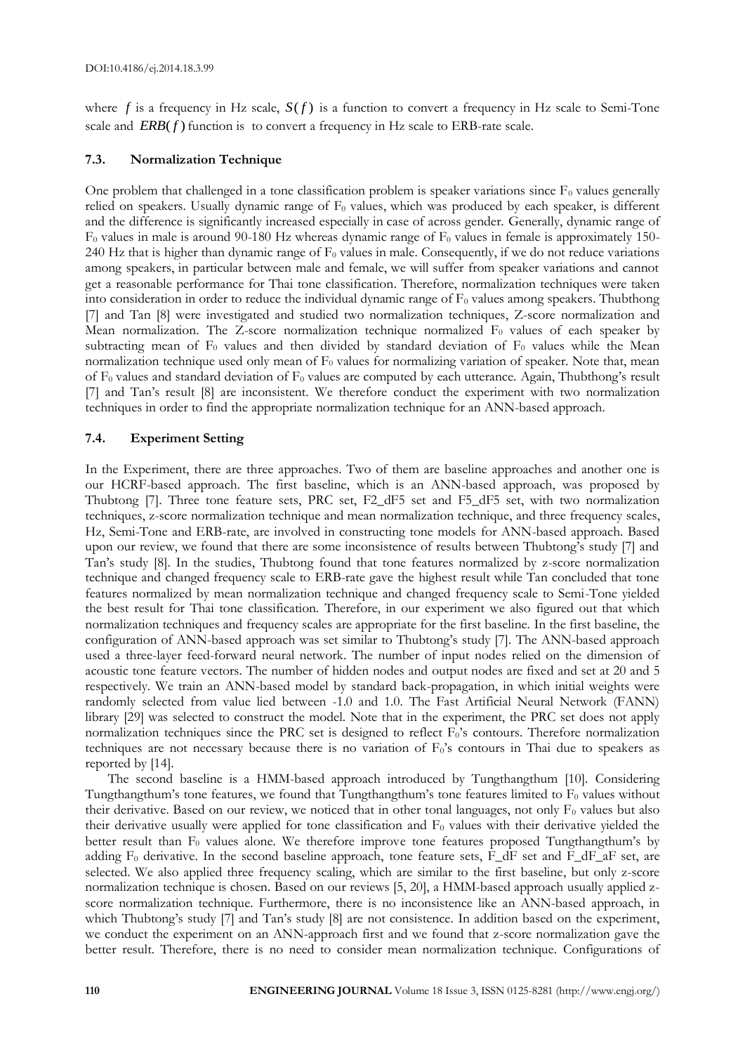where $f$ is a frequency in Hz scale, $S(f)$ is a function to convert a frequency in Hz scale to Semi-Tone scale and $ERB(f)$ function is to convert a frequency in Hz scale to ERB-rate scale.

### 7.3. Normalization Technique

One problem that challenged in a tone classification problem is speaker variations since $F_0$ values generally relied on speakers. Usually dynamic range of $F_0$ values, which was produced by each speaker, is different and the difference is significantly increased especially in case of across gender. Generally, dynamic range of $F_0$ values in male is around 90-180 Hz whereas dynamic range of $F_0$ values in female is approximately 150-240 Hz that is higher than dynamic range of $F_0$ values in male. Consequently, if we do not reduce variations among speakers, in particular between male and female, we will suffer from speaker variations and cannot get a reasonable performance for Thai tone classification. Therefore, normalization techniques were taken into consideration in order to reduce the individual dynamic range of $F_0$ values among speakers. Thubthong [7] and Tan [8] were investigated and studied two normalization techniques, Z-score normalization and Mean normalization. The Z-score normalization technique normalized $F_0$ values of each speaker by subtracting mean of $F_0$ values and then divided by standard deviation of $F_0$ values while the Mean normalization technique used only mean of $F_0$ values for normalizing variation of speaker. Note that, mean of $F_0$ values and standard deviation of $F_0$ values are computed by each utterance. Again, Thubthong's result [7] and Tan's result [8] are inconsistent. We therefore conduct the experiment with two normalization techniques in order to find the appropriate normalization technique for an ANN-based approach.

### 7.4. Experiment Setting

In the Experiment, there are three approaches. Two of them are baseline approaches and another one is our HCRF-based approach. The first baseline, which is an ANN-based approach, was proposed by Thubtong [7]. Three tone feature sets, PRC set, F2_dF5 set and F5_dF5 set, with two normalization techniques, z-score normalization technique and mean normalization technique, and three frequency scales, Hz, Semi-Tone and ERB-rate, are involved in constructing tone models for ANN-based approach. Based upon our review, we found that there are some inconsistence of results between Thubtong's study [7] and Tan's study [8]. In the studies, Thubtong found that tone features normalized by z-score normalization technique and changed frequency scale to ERB-rate gave the highest result while Tan concluded that tone features normalized by mean normalization technique and changed frequency scale to Semi-Tone yielded the best result for Thai tone classification. Therefore, in our experiment we also figured out that which normalization techniques and frequency scales are appropriate for the first baseline. In the first baseline, the configuration of ANN-based approach was set similar to Thubtong's study [7]. The ANN-based approach used a three-layer feed-forward neural network. The number of input nodes relied on the dimension of acoustic tone feature vectors. The number of hidden nodes and output nodes are fixed and set at 20 and 5 respectively. We train an ANN-based model by standard back-propagation, in which initial weights were randomly selected from value lied between -1.0 and 1.0. The Fast Artificial Neural Network (FANN) library [29] was selected to construct the model. Note that in the experiment, the PRC set does not apply normalization techniques since the PRC set is designed to reflect $F_0$'s contours. Therefore normalization techniques are not necessary because there is no variation of $F_0$'s contours in Thai due to speakers as reported by [14].

The second baseline is a HMM-based approach introduced by Tungthangthum [10]. Considering Tungthangthum's tone features, we found that Tungthangthum's tone features limited to $F_0$ values without their derivative. Based on our review, we noticed that in other tonal languages, not only $F_0$ values but also their derivative usually were applied for tone classification and $F_0$ values with their derivative yielded the better result than $F_0$ values alone. We therefore improve tone features proposed Tungthangthum's by adding $F_0$ derivative. In the second baseline approach, tone feature sets, F_dF set and F_dF_aF set, are selected. We also applied three frequency scaling, which are similar to the first baseline, but only z-score normalization technique is chosen. Based on our reviews [5, 20], a HMM-based approach usually applied z-score normalization technique. Furthermore, there is no inconsistence like an ANN-based approach, in which Thubtong's study [7] and Tan's study [8] are not consistence. In addition based on the experiment, we conduct the experiment on an ANN-approach first and we found that z-score normalization gave the better result. Therefore, there is no need to consider mean normalization technique. Configurations of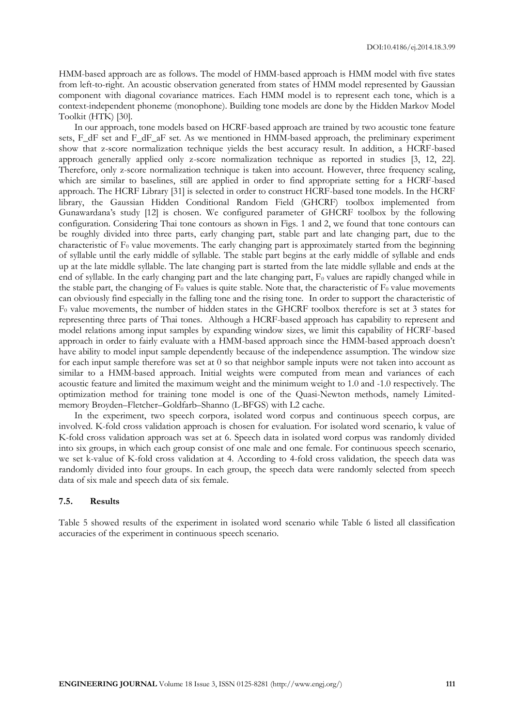HMM-based approach are as follows. The model of HMM-based approach is HMM model with five states from left-to-right. An acoustic observation generated from states of HMM model represented by Gaussian component with diagonal covariance matrices. Each HMM model is to represent each tone, which is a context-independent phoneme (monophone). Building tone models are done by the Hidden Markov Model Toolkit (HTK) [30].

In our approach, tone models based on HCRF-based approach are trained by two acoustic tone feature sets, F_dF set and F_dF_aF set. As we mentioned in HMM-based approach, the preliminary experiment show that z-score normalization technique yields the best accuracy result. In addition, a HCRF-based approach generally applied only z-score normalization technique as reported in studies [3, 12, 22]. Therefore, only z-score normalization technique is taken into account. However, three frequency scaling, which are similar to baselines, still are applied in order to find appropriate setting for a HCRF-based approach. The HCRF Library [31] is selected in order to construct HCRF-based tone models. In the HCRF library, the Gaussian Hidden Conditional Random Field (GHCRF) toolbox implemented from Gunawardana's study [12] is chosen. We configured parameter of GHCRF toolbox by the following configuration. Considering Thai tone contours as shown in Figs. 1 and 2, we found that tone contours can be roughly divided into three parts, early changing part, stable part and late changing part, due to the characteristic of $F_0$ value movements. The early changing part is approximately started from the beginning of syllable until the early middle of syllable. The stable part begins at the early middle of syllable and ends up at the late middle syllable. The late changing part is started from the late middle syllable and ends at the end of syllable. In the early changing part and the late changing part, $F_0$ values are rapidly changed while in the stable part, the changing of $F_0$ values is quite stable. Note that, the characteristic of $F_0$ value movements can obviously find especially in the falling tone and the rising tone. In order to support the characteristic of $F_0$ value movements, the number of hidden states in the GHCRF toolbox therefore is set at 3 states for representing three parts of Thai tones. Although a HCRF-based approach has capability to represent and model relations among input samples by expanding window sizes, we limit this capability of HCRF-based approach in order to fairly evaluate with a HMM-based approach since the HMM-based approach doesn't have ability to model input sample dependently because of the independence assumption. The window size for each input sample therefore was set at 0 so that neighbor sample inputs were not taken into account as similar to a HMM-based approach. Initial weights were computed from mean and variances of each acoustic feature and limited the maximum weight and the minimum weight to 1.0 and -1.0 respectively. The optimization method for training tone model is one of the Quasi-Newton methods, namely Limited-memory Broyden–Fletcher–Goldfarb–Shanno (L-BFGS) with L2 cache.

In the experiment, two speech corpora, isolated word corpus and continuous speech corpus, are involved. K-fold cross validation approach is chosen for evaluation. For isolated word scenario, k value of K-fold cross validation approach was set at 6. Speech data in isolated word corpus was randomly divided into six groups, in which each group consist of one male and one female. For continuous speech scenario, we set k-value of K-fold cross validation at 4. According to 4-fold cross validation, the speech data was randomly divided into four groups. In each group, the speech data were randomly selected from speech data of six male and speech data of six female.

### 7.5. Results

Table 5 showed results of the experiment in isolated word scenario while Table 6 listed all classification accuracies of the experiment in continuous speech scenario.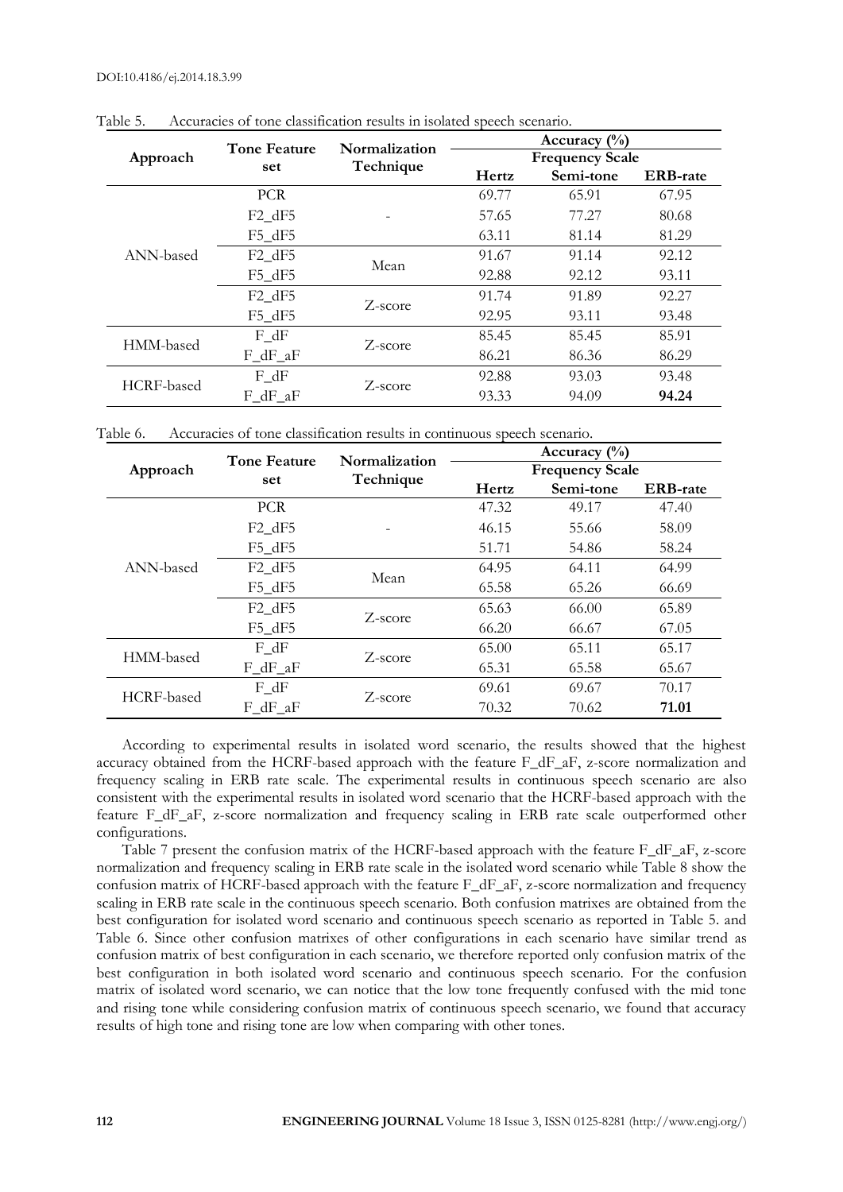Table 5. Accuracies of tone classification results in isolated speech scenario.

| Approach | Tone Feature set | Normalization Technique | Accuracy (%) | | |
|---|---|---|---|---|---|
| | | | Frequency Scale | | |
| | | | Hertz | Semi-tone | ERB-rate |
| ANN-based | PCR | - | 69.77 | 65.91 | 67.95 |
| | F2_dF5 | | 57.65 | 77.27 | 80.68 |
| | F5_dF5 | | 63.11 | 81.14 | 81.29 |
| | F2_dF5 | Mean | 91.67 | 91.14 | 92.12 |
| | F5_dF5 | | 92.88 | 92.12 | 93.11 |
| | F2_dF5 | Z-score | 91.74 | 91.89 | 92.27 |
| | F5_dF5 | | 92.95 | 93.11 | 93.48 |
| HMM-based | F_dF | Z-score | 85.45 | 85.45 | 85.91 |
| | F_dF_aF | | 86.21 | 86.36 | 86.29 |
| HCRF-based | F_dF | Z-score | 92.88 | 93.03 | 93.48 |
| | F_dF_aF | | 93.33 | 94.09 | **94.24** |

Table 6. Accuracies of tone classification results in continuous speech scenario.

| Approach | Tone Feature set | Normalization Technique | Accuracy (%) | | |
|---|---|---|---|---|---|
| | | | Frequency Scale | | |
| | | | Hertz | Semi-tone | ERB-rate |
| ANN-based | PCR | - | 47.32 | 49.17 | 47.40 |
| | F2_dF5 | | 46.15 | 55.66 | 58.09 |
| | F5_dF5 | | 51.71 | 54.86 | 58.24 |
| | F2_dF5 | Mean | 64.95 | 64.11 | 64.99 |
| | F5_dF5 | | 65.58 | 65.26 | 66.69 |
| | F2_dF5 | Z-score | 65.63 | 66.00 | 65.89 |
| | F5_dF5 | | 66.20 | 66.67 | 67.05 |
| HMM-based | F_dF | Z-score | 65.00 | 65.11 | 65.17 |
| | F_dF_aF | | 65.31 | 65.58 | 65.67 |
| HCRF-based | F_dF | Z-score | 69.61 | 69.67 | 70.17 |
| | F_dF_aF | | 70.32 | 70.62 | **71.01** |

According to experimental results in isolated word scenario, the results showed that the highest accuracy obtained from the HCRF-based approach with the feature F_dF_aF, z-score normalization and frequency scaling in ERB rate scale. The experimental results in continuous speech scenario are also consistent with the experimental results in isolated word scenario that the HCRF-based approach with the feature F_dF_aF, z-score normalization and frequency scaling in ERB rate scale outperformed other configurations.

Table 7 present the confusion matrix of the HCRF-based approach with the feature F_dF_aF, z-score normalization and frequency scaling in ERB rate scale in the isolated word scenario while Table 8 show the confusion matrix of HCRF-based approach with the feature F_dF_aF, z-score normalization and frequency scaling in ERB rate scale in the continuous speech scenario. Both confusion matrixes are obtained from the best configuration for isolated word scenario and continuous speech scenario as reported in Table 5. and Table 6. Since other confusion matrixes of other configurations in each scenario have similar trend as confusion matrix of best configuration in each scenario, we therefore reported only confusion matrix of the best configuration in both isolated word scenario and continuous speech scenario. For the confusion matrix of isolated word scenario, we can notice that the low tone frequently confused with the mid tone and rising tone while considering confusion matrix of continuous speech scenario, we found that accuracy results of high tone and rising tone are low when comparing with other tones.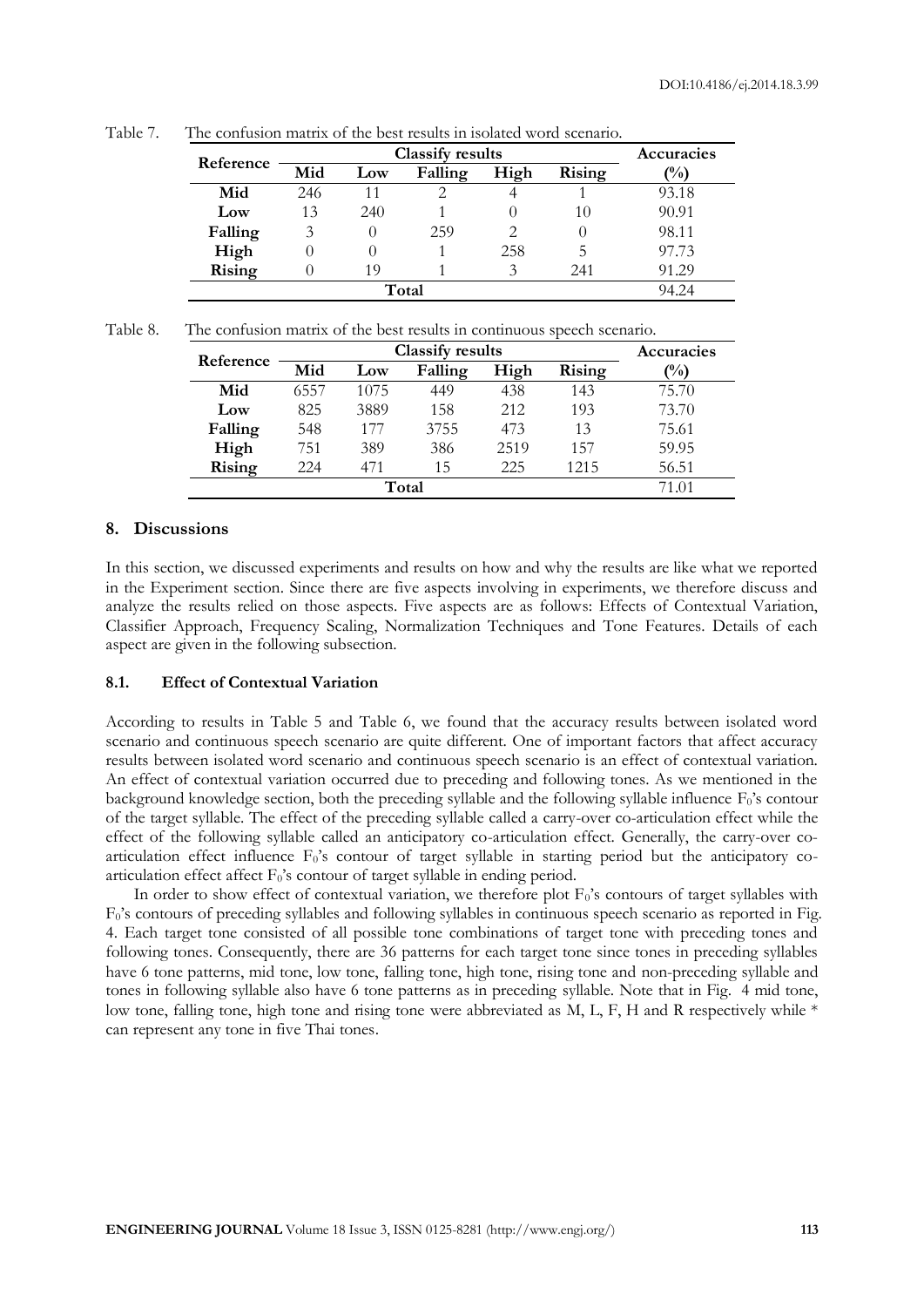Table 7. The confusion matrix of the best results in isolated word scenario.

| Reference | Classify results | | | | | Accuracies (%) |
|---|---|---|---|---|---|---|
| | Mid | Low | Falling | High | Rising | |
| **Mid** | 246 | 11 | 2 | 4 | 1 | 93.18 |
| **Low** | 13 | 240 | 1 | 0 | 10 | 90.91 |
| **Falling** | 3 | 0 | 259 | 2 | 0 | 98.11 |
| **High** | 0 | 0 | 1 | 258 | 5 | 97.73 |
| **Rising** | 0 | 19 | 1 | 3 | 241 | 91.29 |
| **Total** | | | | | | 94.24 |

Table 8. The confusion matrix of the best results in continuous speech scenario.

| Reference | Classify results | | | | | Accuracies (%) |
|---|---|---|---|---|---|---|
| | Mid | Low | Falling | High | Rising | |
| **Mid** | 6557 | 1075 | 449 | 438 | 143 | 75.70 |
| **Low** | 825 | 3889 | 158 | 212 | 193 | 73.70 |
| **Falling** | 548 | 177 | 3755 | 473 | 13 | 75.61 |
| **High** | 751 | 389 | 386 | 2519 | 157 | 59.95 |
| **Rising** | 224 | 471 | 15 | 225 | 1215 | 56.51 |
| **Total** | | | | | | 71.01 |

## 8. Discussions

In this section, we discussed experiments and results on how and why the results are like what we reported in the Experiment section. Since there are five aspects involving in experiments, we therefore discuss and analyze the results relied on those aspects. Five aspects are as follows: Effects of Contextual Variation, Classifier Approach, Frequency Scaling, Normalization Techniques and Tone Features. Details of each aspect are given in the following subsection.

### 8.1. Effect of Contextual Variation

According to results in Table 5 and Table 6, we found that the accuracy results between isolated word scenario and continuous speech scenario are quite different. One of important factors that affect accuracy results between isolated word scenario and continuous speech scenario is an effect of contextual variation. An effect of contextual variation occurred due to preceding and following tones. As we mentioned in the background knowledge section, both the preceding syllable and the following syllable influence $F_0$'s contour of the target syllable. The effect of the preceding syllable called a carry-over co-articulation effect while the effect of the following syllable called an anticipatory co-articulation effect. Generally, the carry-over co-articulation effect influence $F_0$'s contour of target syllable in starting period but the anticipatory co-articulation effect affect $F_0$'s contour of target syllable in ending period.

In order to show effect of contextual variation, we therefore plot $F_0$'s contours of target syllables with $F_0$'s contours of preceding syllables and following syllables in continuous speech scenario as reported in Fig. 4. Each target tone consisted of all possible tone combinations of target tone with preceding tones and following tones. Consequently, there are 36 patterns for each target tone since tones in preceding syllables have 6 tone patterns, mid tone, low tone, falling tone, high tone, rising tone and non-preceding syllable and tones in following syllable also have 6 tone patterns as in preceding syllable. Note that in Fig. 4 mid tone, low tone, falling tone, high tone and rising tone were abbreviated as M, L, F, H and R respectively while * can represent any tone in five Thai tones.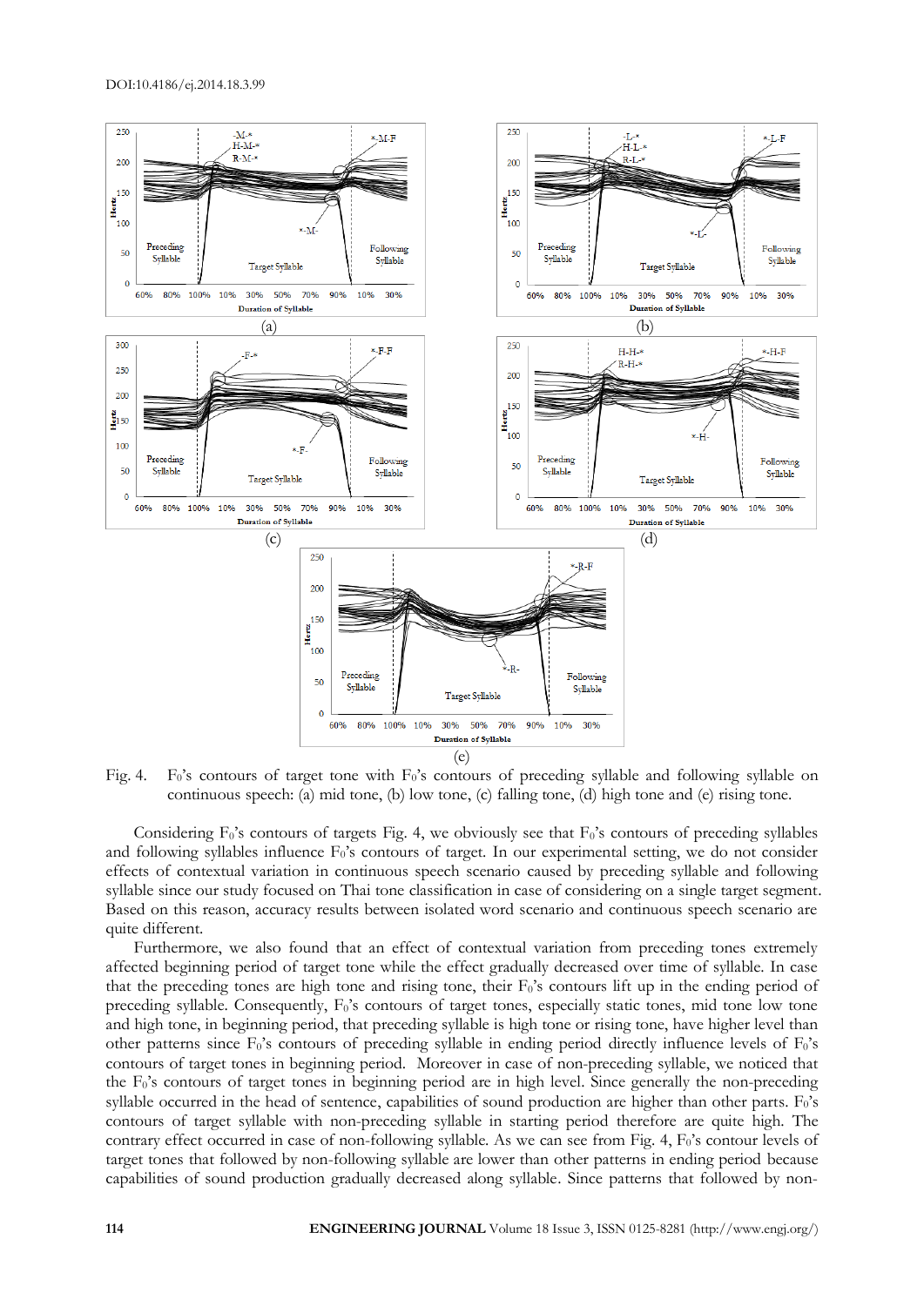Fig. 4. $F_0$'s contours of target tone with $F_0$'s contours of preceding syllable and following syllable on continuous speech: (a) mid tone, (b) low tone, (c) falling tone, (d) high tone and (e) rising tone.

Considering $F_0$'s contours of targets Fig. 4, we obviously see that $F_0$'s contours of preceding syllables and following syllables influence $F_0$'s contours of target. In our experimental setting, we do not consider effects of contextual variation in continuous speech scenario caused by preceding syllable and following syllable since our study focused on Thai tone classification in case of considering on a single target segment. Based on this reason, accuracy results between isolated word scenario and continuous speech scenario are quite different.

Furthermore, we also found that an effect of contextual variation from preceding tones extremely affected beginning period of target tone while the effect gradually decreased over time of syllable. In case that the preceding tones are high tone and rising tone, their $F_0$'s contours lift up in the ending period of preceding syllable. Consequently, $F_0$'s contours of target tones, especially static tones, mid tone low tone and high tone, in beginning period, that preceding syllable is high tone or rising tone, have higher level than other patterns since $F_0$'s contours of preceding syllable in ending period directly influence levels of $F_0$'s contours of target tones in beginning period. Moreover in case of non-preceding syllable, we noticed that the $F_0$'s contours of target tones in beginning period are in high level. Since generally the non-preceding syllable occurred in the head of sentence, capabilities of sound production are higher than other parts. $F_0$'s contours of target syllable with non-preceding syllable in starting period therefore are quite high. The contrary effect occurred in case of non-following syllable. As we can see from Fig. 4, $F_0$'s contour levels of target tones that followed by non-following syllable are lower than other patterns in ending period because capabilities of sound production gradually decreased along syllable. Since patterns that followed by non-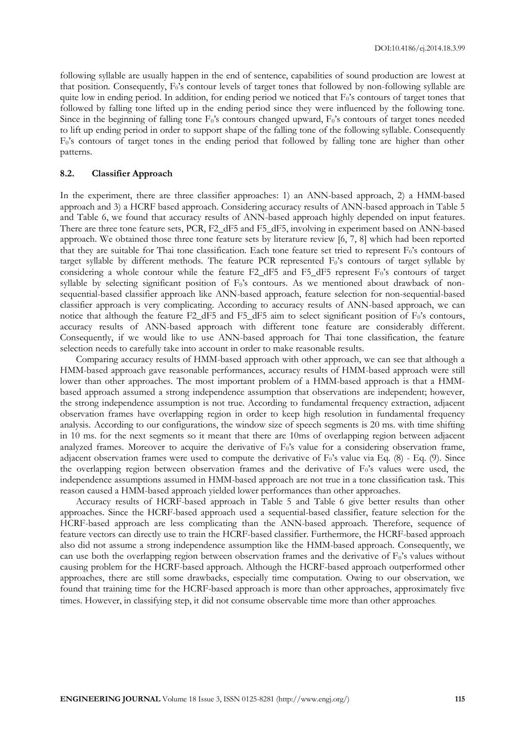following syllable are usually happen in the end of sentence, capabilities of sound production are lowest at that position. Consequently, $F_0$'s contour levels of target tones that followed by non-following syllable are quite low in ending period. In addition, for ending period we noticed that $F_0$'s contours of target tones that followed by falling tone lifted up in the ending period since they were influenced by the following tone. Since in the beginning of falling tone $F_0$'s contours changed upward, $F_0$'s contours of target tones needed to lift up ending period in order to support shape of the falling tone of the following syllable. Consequently $F_0$'s contours of target tones in the ending period that followed by falling tone are higher than other patterns.

### 8.2. Classifier Approach

In the experiment, there are three classifier approaches: 1) an ANN-based approach, 2) a HMM-based approach and 3) a HCRF based approach. Considering accuracy results of ANN-based approach in Table 5 and Table 6, we found that accuracy results of ANN-based approach highly depended on input features. There are three tone feature sets, PCR, F2_dF5 and F5_dF5, involving in experiment based on ANN-based approach. We obtained those three tone feature sets by literature review [6, 7, 8] which had been reported that they are suitable for Thai tone classification. Each tone feature set tried to represent $F_0$'s contours of target syllable by different methods. The feature PCR represented $F_0$'s contours of target syllable by considering a whole contour while the feature F2_dF5 and F5_dF5 represent $F_0$'s contours of target syllable by selecting significant position of $F_0$'s contours. As we mentioned about drawback of non-sequential-based classifier approach like ANN-based approach, feature selection for non-sequential-based classifier approach is very complicating. According to accuracy results of ANN-based approach, we can notice that although the feature F2_dF5 and F5_dF5 aim to select significant position of $F_0$'s contours, accuracy results of ANN-based approach with different tone feature are considerably different. Consequently, if we would like to use ANN-based approach for Thai tone classification, the feature selection needs to carefully take into account in order to make reasonable results.

Comparing accuracy results of HMM-based approach with other approach, we can see that although a HMM-based approach gave reasonable performances, accuracy results of HMM-based approach were still lower than other approaches. The most important problem of a HMM-based approach is that a HMM-based approach assumed a strong independence assumption that observations are independent; however, the strong independence assumption is not true. According to fundamental frequency extraction, adjacent observation frames have overlapping region in order to keep high resolution in fundamental frequency analysis. According to our configurations, the window size of speech segments is 20 ms. with time shifting in 10 ms. for the next segments so it meant that there are 10ms of overlapping region between adjacent analyzed frames. Moreover to acquire the derivative of $F_0$'s value for a considering observation frame, adjacent observation frames were used to compute the derivative of $F_0$'s value via Eq. (8) - Eq. (9). Since the overlapping region between observation frames and the derivative of $F_0$'s values were used, the independence assumptions assumed in HMM-based approach are not true in a tone classification task. This reason caused a HMM-based approach yielded lower performances than other approaches.

Accuracy results of HCRF-based approach in Table 5 and Table 6 give better results than other approaches. Since the HCRF-based approach used a sequential-based classifier, feature selection for the HCRF-based approach are less complicating than the ANN-based approach. Therefore, sequence of feature vectors can directly use to train the HCRF-based classifier. Furthermore, the HCRF-based approach also did not assume a strong independence assumption like the HMM-based approach. Consequently, we can use both the overlapping region between observation frames and the derivative of $F_0$'s values without causing problem for the HCRF-based approach. Although the HCRF-based approach outperformed other approaches, there are still some drawbacks, especially time computation. Owing to our observation, we found that training time for the HCRF-based approach is more than other approaches, approximately five times. However, in classifying step, it did not consume observable time more than other approaches.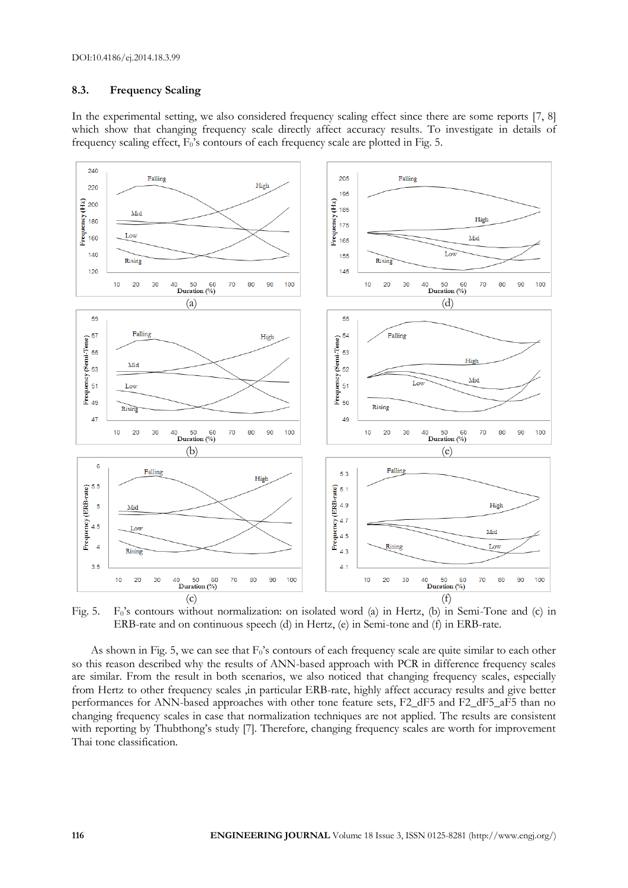### 8.3. Frequency Scaling

In the experimental setting, we also considered frequency scaling effect since there are some reports [7, 8] which show that changing frequency scale directly affect accuracy results. To investigate in details of frequency scaling effect, $F_0$'s contours of each frequency scale are plotted in Fig. 5.

Fig. 5. $F_0$'s contours without normalization: on isolated word (a) in Hertz, (b) in Semi-Tone and (c) in ERB-rate and on continuous speech (d) in Hertz, (e) in Semi-tone and (f) in ERB-rate.

As shown in Fig. 5, we can see that $F_0$'s contours of each frequency scale are quite similar to each other so this reason described why the results of ANN-based approach with PCR in difference frequency scales are similar. From the result in both scenarios, we also noticed that changing frequency scales, especially from Hertz to other frequency scales ,in particular ERB-rate, highly affect accuracy results and give better performances for ANN-based approaches with other tone feature sets, F2_dF5 and F2_dF5_aF5 than no changing frequency scales in case that normalization techniques are not applied. The results are consistent with reporting by Thubthong's study [7]. Therefore, changing frequency scales are worth for improvement Thai tone classification.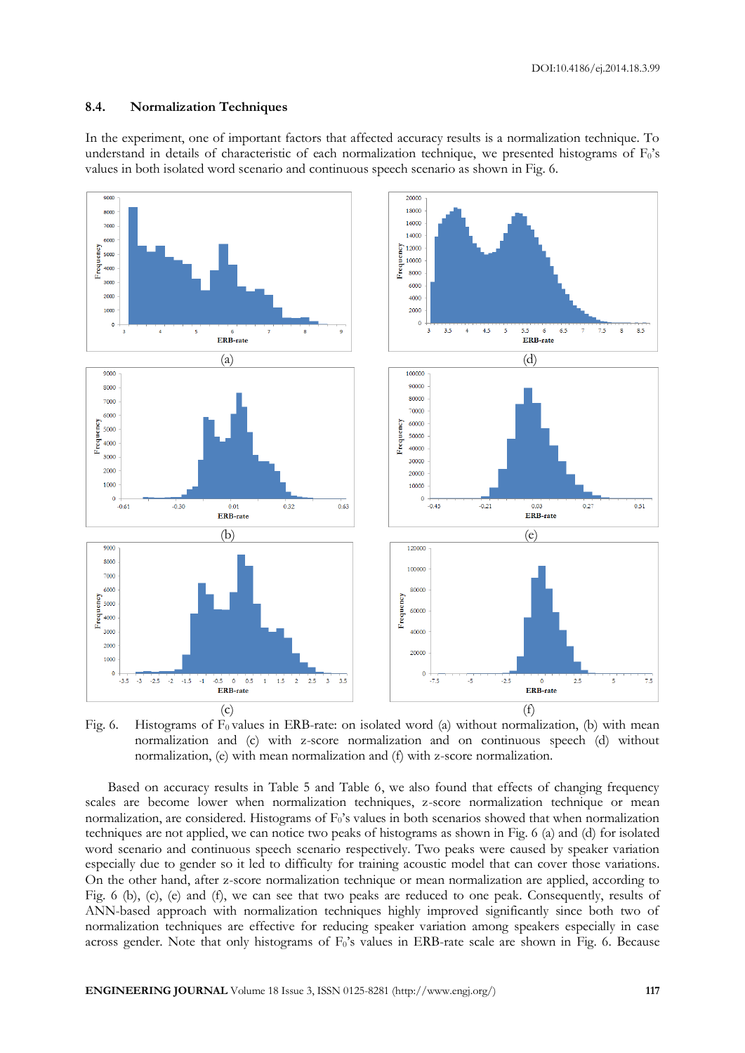### 8.4. Normalization Techniques

In the experiment, one of important factors that affected accuracy results is a normalization technique. To understand in details of characteristic of each normalization technique, we presented histograms of $F_0$'s values in both isolated word scenario and continuous speech scenario as shown in Fig. 6.

Fig. 6. Histograms of $F_0$ values in ERB-rate: on isolated word (a) without normalization, (b) with mean normalization and (c) with z-score normalization and on continuous speech (d) without normalization, (e) with mean normalization and (f) with z-score normalization.

Based on accuracy results in Table 5 and Table 6, we also found that effects of changing frequency scales are become lower when normalization techniques, z-score normalization technique or mean normalization, are considered. Histograms of $F_0$'s values in both scenarios showed that when normalization techniques are not applied, we can notice two peaks of histograms as shown in Fig. 6 (a) and (d) for isolated word scenario and continuous speech scenario respectively. Two peaks were caused by speaker variation especially due to gender so it led to difficulty for training acoustic model that can cover those variations. On the other hand, after z-score normalization technique or mean normalization are applied, according to Fig. 6 (b), (c), (e) and (f), we can see that two peaks are reduced to one peak. Consequently, results of ANN-based approach with normalization techniques highly improved significantly since both two of normalization techniques are effective for reducing speaker variation among speakers especially in case across gender. Note that only histograms of $F_0$'s values in ERB-rate scale are shown in Fig. 6. Because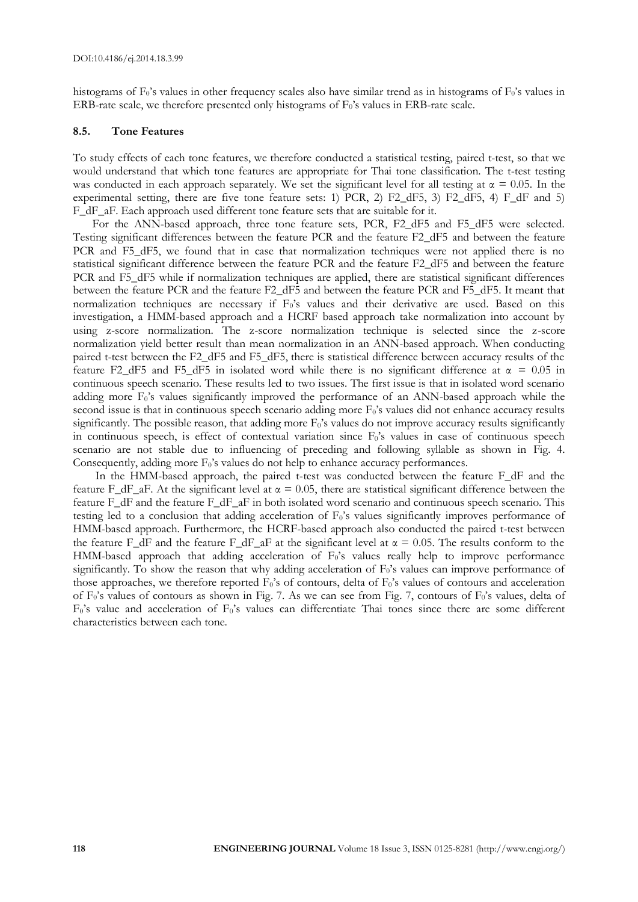histograms of $F_0$'s values in other frequency scales also have similar trend as in histograms of $F_0$'s values in ERB-rate scale, we therefore presented only histograms of $F_0$'s values in ERB-rate scale.

### 8.5. Tone Features

To study effects of each tone features, we therefore conducted a statistical testing, paired t-test, so that we would understand that which tone features are appropriate for Thai tone classification. The t-test testing was conducted in each approach separately. We set the significant level for all testing at $\alpha = 0.05$. In the experimental setting, there are five tone feature sets: 1) PCR, 2) F2_dF5, 3) F2_dF5, 4) F_dF and 5) F_dF_aF. Each approach used different tone feature sets that are suitable for it.

For the ANN-based approach, three tone feature sets, PCR, F2_dF5 and F5_dF5 were selected. Testing significant differences between the feature PCR and the feature F2_dF5 and between the feature PCR and F5_dF5, we found that in case that normalization techniques were not applied there is no statistical significant difference between the feature PCR and the feature F2_dF5 and between the feature PCR and F5_dF5 while if normalization techniques are applied, there are statistical significant differences between the feature PCR and the feature F2_dF5 and between the feature PCR and F5_dF5. It meant that normalization techniques are necessary if $F_0$'s values and their derivative are used. Based on this investigation, a HMM-based approach and a HCRF based approach take normalization into account by using z-score normalization. The z-score normalization technique is selected since the z-score normalization yield better result than mean normalization in an ANN-based approach. When conducting paired t-test between the F2_dF5 and F5_dF5, there is statistical difference between accuracy results of the feature F2_dF5 and F5_dF5 in isolated word while there is no significant difference at $\alpha = 0.05$ in continuous speech scenario. These results led to two issues. The first issue is that in isolated word scenario adding more $F_0$'s values significantly improved the performance of an ANN-based approach while the second issue is that in continuous speech scenario adding more $F_0$'s values did not enhance accuracy results significantly. The possible reason, that adding more $F_0$'s values do not improve accuracy results significantly in continuous speech, is effect of contextual variation since $F_0$'s values in case of continuous speech scenario are not stable due to influencing of preceding and following syllable as shown in Fig. 4. Consequently, adding more $F_0$'s values do not help to enhance accuracy performances.

In the HMM-based approach, the paired t-test was conducted between the feature F_dF and the feature F_dF_aF. At the significant level at $\alpha = 0.05$, there are statistical significant difference between the feature F_dF and the feature F_dF_aF in both isolated word scenario and continuous speech scenario. This testing led to a conclusion that adding acceleration of $F_0$'s values significantly improves performance of HMM-based approach. Furthermore, the HCRF-based approach also conducted the paired t-test between the feature F_dF and the feature F_dF_aF at the significant level at $\alpha = 0.05$. The results conform to the HMM-based approach that adding acceleration of $F_0$'s values really help to improve performance significantly. To show the reason that why adding acceleration of $F_0$'s values can improve performance of those approaches, we therefore reported $F_0$'s of contours, delta of $F_0$'s values of contours and acceleration of $F_0$'s values of contours as shown in Fig. 7. As we can see from Fig. 7, contours of $F_0$'s values, delta of $F_0$'s value and acceleration of $F_0$'s values can differentiate Thai tones since there are some different characteristics between each tone.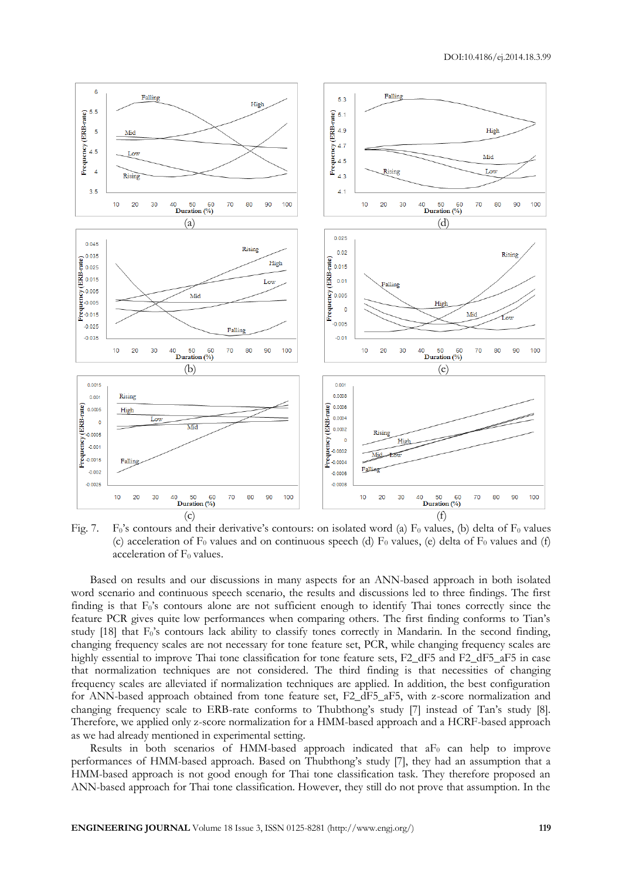Fig. 7. $F_0$'s contours and their derivative's contours: on isolated word (a) $F_0$ values, (b) delta of $F_0$ values (c) acceleration of $F_0$ values and on continuous speech (d) $F_0$ values, (e) delta of $F_0$ values and (f) acceleration of $F_0$ values.

Based on results and our discussions in many aspects for an ANN-based approach in both isolated word scenario and continuous speech scenario, the results and discussions led to three findings. The first finding is that $F_0$'s contours alone are not sufficient enough to identify Thai tones correctly since the feature PCR gives quite low performances when comparing others. The first finding conforms to Tian's study [18] that $F_0$'s contours lack ability to classify tones correctly in Mandarin. In the second finding, changing frequency scales are not necessary for tone feature set, PCR, while changing frequency scales are highly essential to improve Thai tone classification for tone feature sets, F2_dF5 and F2_dF5_aF5 in case that normalization techniques are not considered. The third finding is that necessities of changing frequency scales are alleviated if normalization techniques are applied. In addition, the best configuration for ANN-based approach obtained from tone feature set, F2_dF5_aF5, with z-score normalization and changing frequency scale to ERB-rate conforms to Thubthong's study [7] instead of Tan's study [8]. Therefore, we applied only z-score normalization for a HMM-based approach and a HCRF-based approach as we had already mentioned in experimental setting.

Results in both scenarios of HMM-based approach indicated that $aF_0$ can help to improve performances of HMM-based approach. Based on Thubthong's study [7], they had an assumption that a HMM-based approach is not good enough for Thai tone classification task. They therefore proposed an ANN-based approach for Thai tone classification. However, they still do not prove that assumption. In the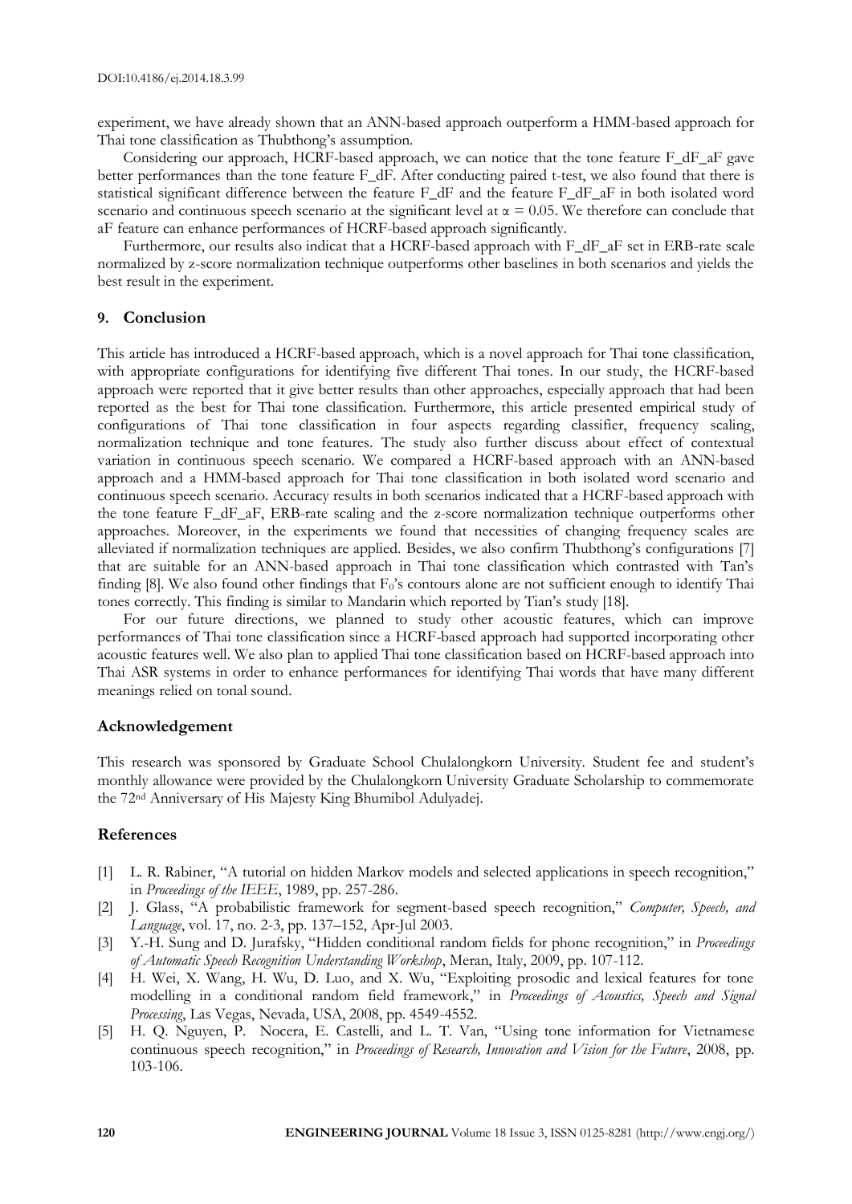experiment, we have already shown that an ANN-based approach outperform a HMM-based approach for Thai tone classification as Thubthong's assumption.

Considering our approach, HCRF-based approach, we can notice that the tone feature F_dF_aF gave better performances than the tone feature F_dF. After conducting paired t-test, we also found that there is statistical significant difference between the feature F_dF and the feature F_dF_aF in both isolated word scenario and continuous speech scenario at the significant level at $\alpha = 0.05$. We therefore can conclude that aF feature can enhance performances of HCRF-based approach significantly.

Furthermore, our results also indicat that a HCRF-based approach with F_dF_aF set in ERB-rate scale normalized by z-score normalization technique outperforms other baselines in both scenarios and yields the best result in the experiment.

## 9. Conclusion

This article has introduced a HCRF-based approach, which is a novel approach for Thai tone classification, with appropriate configurations for identifying five different Thai tones. In our study, the HCRF-based approach were reported that it give better results than other approaches, especially approach that had been reported as the best for Thai tone classification. Furthermore, this article presented empirical study of configurations of Thai tone classification in four aspects regarding classifier, frequency scaling, normalization technique and tone features. The study also further discuss about effect of contextual variation in continuous speech scenario. We compared a HCRF-based approach with an ANN-based approach and a HMM-based approach for Thai tone classification in both isolated word scenario and continuous speech scenario. Accuracy results in both scenarios indicated that a HCRF-based approach with the tone feature F_dF_aF, ERB-rate scaling and the z-score normalization technique outperforms other approaches. Moreover, in the experiments we found that necessities of changing frequency scales are alleviated if normalization techniques are applied. Besides, we also confirm Thubthong's configurations [7] that are suitable for an ANN-based approach in Thai tone classification which contrasted with Tan's finding [8]. We also found other findings that $F_0$'s contours alone are not sufficient enough to identify Thai tones correctly. This finding is similar to Mandarin which reported by Tian's study [18].

For our future directions, we planned to study other acoustic features, which can improve performances of Thai tone classification since a HCRF-based approach had supported incorporating other acoustic features well. We also plan to applied Thai tone classification based on HCRF-based approach into Thai ASR systems in order to enhance performances for identifying Thai words that have many different meanings relied on tonal sound.

## Acknowledgement

This research was sponsored by Graduate School Chulalongkorn University. Student fee and student's monthly allowance were provided by the Chulalongkorn University Graduate Scholarship to commemorate the 72nd Anniversary of His Majesty King Bhumibol Adulyadej.

## References

[1] L. R. Rabiner, "A tutorial on hidden Markov models and selected applications in speech recognition," in *Proceedings of the IEEE*, 1989, pp. 257-286.

[2] J. Glass, "A probabilistic framework for segment-based speech recognition," *Computer, Speech, and Language*, vol. 17, no. 2-3, pp. 137–152, Apr-Jul 2003.

[3] Y.-H. Sung and D. Jurafsky, "Hidden conditional random fields for phone recognition," in *Proceedings of Automatic Speech Recognition Understanding Workshop*, Meran, Italy, 2009, pp. 107-112.

[4] H. Wei, X. Wang, H. Wu, D. Luo, and X. Wu, "Exploiting prosodic and lexical features for tone modelling in a conditional random field framework," in *Proceedings of Acoustics, Speech and Signal Processing*, Las Vegas, Nevada, USA, 2008, pp. 4549-4552.

[5] H. Q. Nguyen, P. Nocera, E. Castelli, and L. T. Van, "Using tone information for Vietnamese continuous speech recognition," in *Proceedings of Research, Innovation and Vision for the Future*, 2008, pp. 103-106.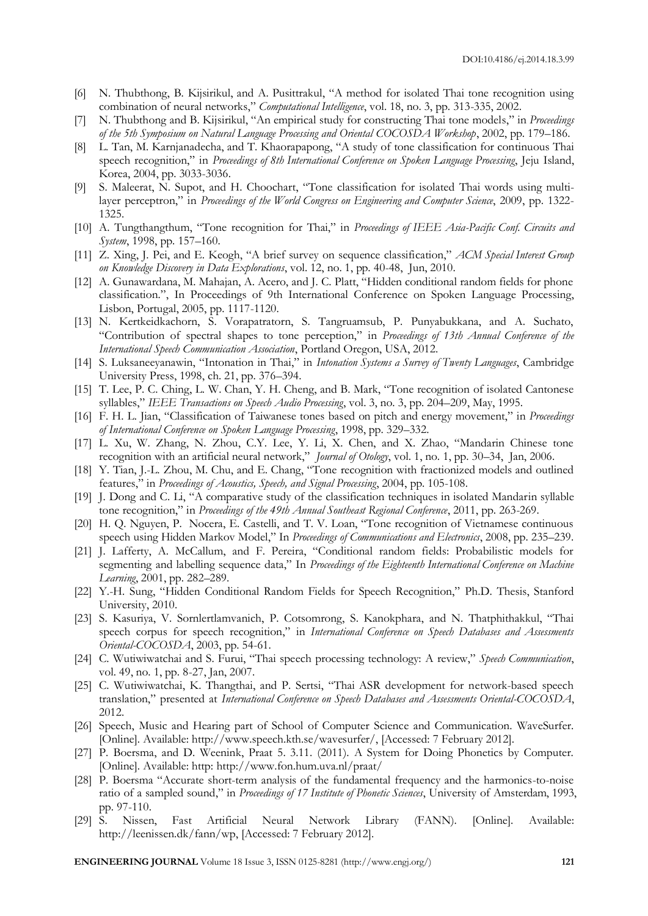[6] N. Thubthong, B. Kijsirikul, and A. Pusittrakul, "A method for isolated Thai tone recognition using combination of neural networks," *Computational Intelligence*, vol. 18, no. 3, pp. 313-335, 2002.

[7] N. Thubthong and B. Kijsirikul, "An empirical study for constructing Thai tone models," in *Proceedings of the 5th Symposium on Natural Language Processing and Oriental COCOSDA Workshop*, 2002, pp. 179–186.

[8] L. Tan, M. Karnjanadecha, and T. Khaorapapong, "A study of tone classification for continuous Thai speech recognition," in *Proceedings of 8th International Conference on Spoken Language Processing*, Jeju Island, Korea, 2004, pp. 3033-3036.

[9] S. Maleerat, N. Supot, and H. Choochart, "Tone classification for isolated Thai words using multi-layer perceptron," in *Proceedings of the World Congress on Engineering and Computer Science*, 2009, pp. 1322-1325.

[10] A. Tungthangthum, "Tone recognition for Thai," in *Proceedings of IEEE Asia-Pacific Conf. Circuits and System*, 1998, pp. 157–160.

[11] Z. Xing, J. Pei, and E. Keogh, "A brief survey on sequence classification," *ACM Special Interest Group on Knowledge Discovery in Data Explorations*, vol. 12, no. 1, pp. 40-48, Jun, 2010.

[12] A. Gunawardana, M. Mahajan, A. Acero, and J. C. Platt, "Hidden conditional random fields for phone classification.", In Proceedings of 9th International Conference on Spoken Language Processing, Lisbon, Portugal, 2005, pp. 1117-1120.

[13] N. Kertkeidkachorn, S. Vorapatratorn, S. Tangruamsub, P. Punyabukkana, and A. Suchato, "Contribution of spectral shapes to tone perception," in *Proceedings of 13th Annual Conference of the International Speech Communication Association*, Portland Oregon, USA, 2012.

[14] S. Luksaneeyanawin, "Intonation in Thai," in *Intonation Systems a Survey of Twenty Languages*, Cambridge University Press, 1998, ch. 21, pp. 376–394.

[15] T. Lee, P. C. Ching, L. W. Chan, Y. H. Cheng, and B. Mark, "Tone recognition of isolated Cantonese syllables," *IEEE Transactions on Speech Audio Processing*, vol. 3, no. 3, pp. 204–209, May, 1995.

[16] F. H. L. Jian, "Classification of Taiwanese tones based on pitch and energy movement," in *Proceedings of International Conference on Spoken Language Processing*, 1998, pp. 329–332.

[17] L. Xu, W. Zhang, N. Zhou, C.Y. Lee, Y. Li, X. Chen, and X. Zhao, "Mandarin Chinese tone recognition with an artificial neural network," *Journal of Otology*, vol. 1, no. 1, pp. 30–34, Jan, 2006.

[18] Y. Tian, J.-L. Zhou, M. Chu, and E. Chang, "Tone recognition with fractionized models and outlined features," in *Proceedings of Acoustics, Speech, and Signal Processing*, 2004, pp. 105-108.

[19] J. Dong and C. Li, "A comparative study of the classification techniques in isolated Mandarin syllable tone recognition," in *Proceedings of the 49th Annual Southeast Regional Conference*, 2011, pp. 263-269.

[20] H. Q. Nguyen, P. Nocera, E. Castelli, and T. V. Loan, "Tone recognition of Vietnamese continuous speech using Hidden Markov Model," In *Proceedings of Communications and Electronics*, 2008, pp. 235–239.

[21] J. Lafferty, A. McCallum, and F. Pereira, "Conditional random fields: Probabilistic models for segmenting and labelling sequence data," In *Proceedings of the Eighteenth International Conference on Machine Learning*, 2001, pp. 282–289.

[22] Y.-H. Sung, "Hidden Conditional Random Fields for Speech Recognition," Ph.D. Thesis, Stanford University, 2010.

[23] S. Kasuriya, V. Sornlertlamvanich, P. Cotsomrong, S. Kanokphara, and N. Thatphithakkul, "Thai speech corpus for speech recognition," in *International Conference on Speech Databases and Assessments Oriental-COCOSDA*, 2003, pp. 54-61.

[24] C. Wutiwiwatchai and S. Furui, "Thai speech processing technology: A review," *Speech Communication*, vol. 49, no. 1, pp. 8-27, Jan, 2007.

[25] C. Wutiwiwatchai, K. Thangthai, and P. Sertsi, "Thai ASR development for network-based speech translation," presented at *International Conference on Speech Databases and Assessments Oriental-COCOSDA*, 2012.

[26] Speech, Music and Hearing part of School of Computer Science and Communication. WaveSurfer. [Online]. Available: http://www.speech.kth.se/wavesurfer/, [Accessed: 7 February 2012].

[27] P. Boersma, and D. Weenink, Praat 5. 3.11. (2011). A System for Doing Phonetics by Computer. [Online]. Available: http: http://www.fon.hum.uva.nl/praat/

[28] P. Boersma "Accurate short-term analysis of the fundamental frequency and the harmonics-to-noise ratio of a sampled sound," in *Proceedings of 17 Institute of Phonetic Sciences*, University of Amsterdam, 1993, pp. 97-110.

[29] S. Nissen, Fast Artificial Neural Network Library (FANN). [Online]. Available: http://leenissen.dk/fann/wp, [Accessed: 7 February 2012].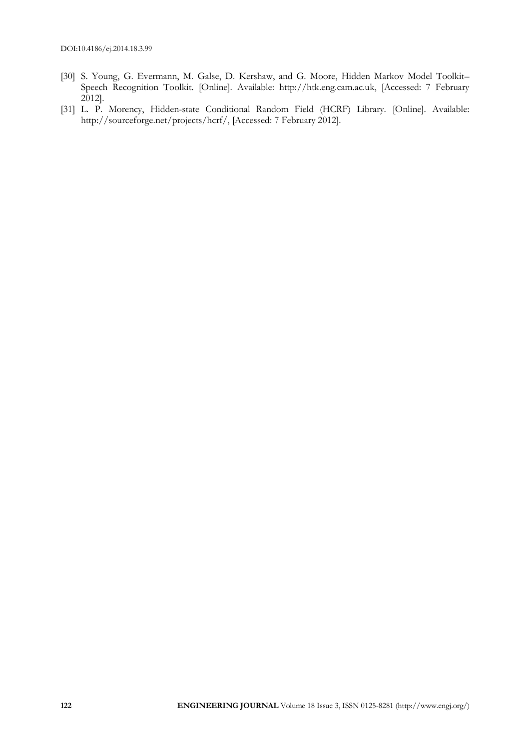[30] S. Young, G. Evermann, M. Galse, D. Kershaw, and G. Moore, Hidden Markov Model Toolkit–Speech Recognition Toolkit. [Online]. Available: http://htk.eng.cam.ac.uk, [Accessed: 7 February 2012].

[31] L. P. Morency, Hidden-state Conditional Random Field (HCRF) Library. [Online]. Available: http://sourceforge.net/projects/hcrf/, [Accessed: 7 February 2012].